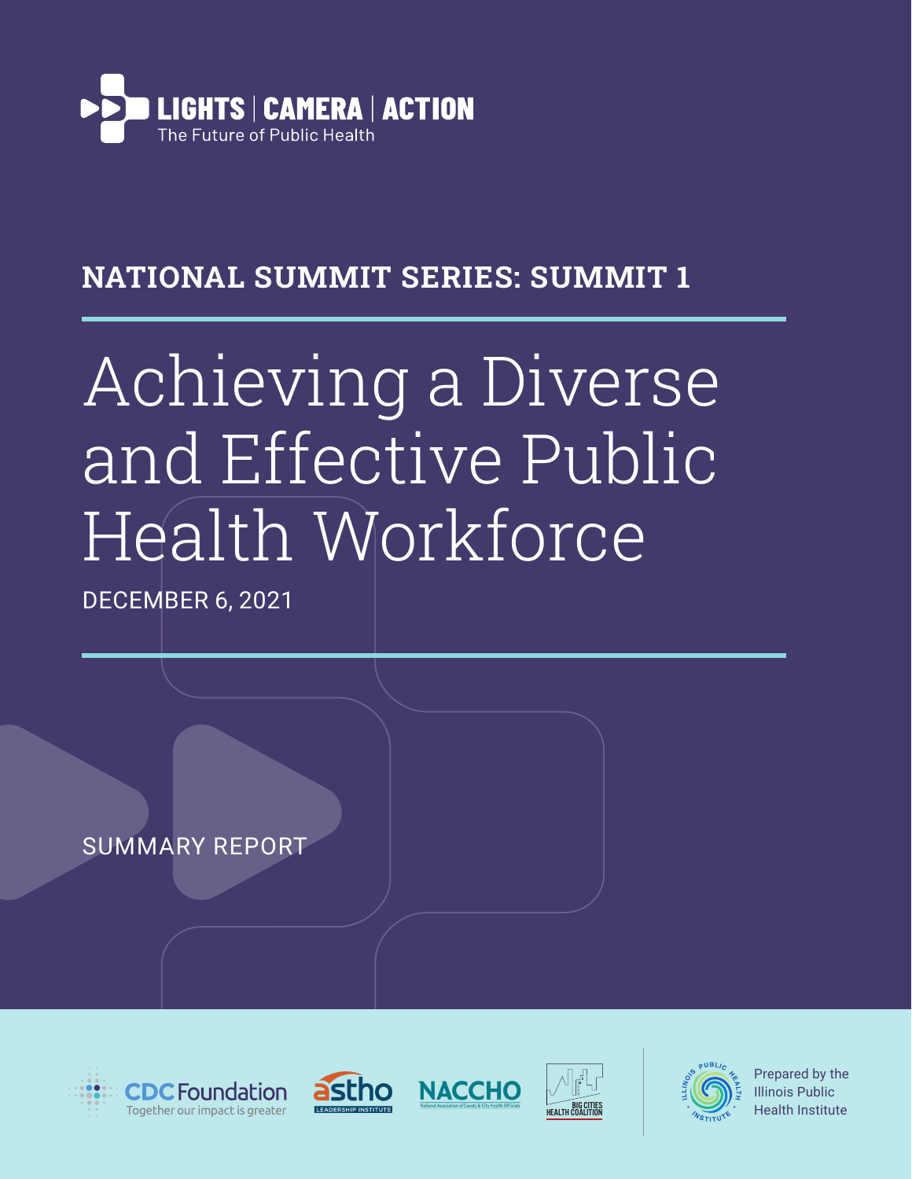LIGHTS | CAMERA | ACTION
The Future of Public Health

## NATIONAL SUMMIT SERIES: SUMMIT 1

# Achieving a Diverse and Effective Public Health Workforce

DECEMBER 6, 2021

SUMMARY REPORT

CDC Foundation — Together our impact is greater

astho LEADERSHIP INSTITUTE

NACCHO — National Association of County & City Health Officials

BIG CITIES HEALTH COALITION

Prepared by the Illinois Public Health Institute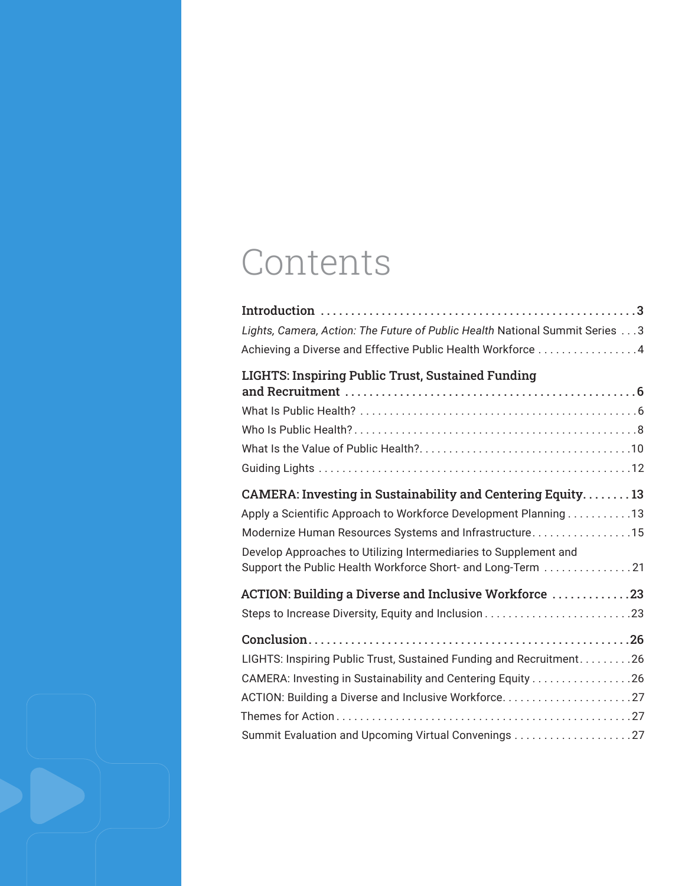# Contents

**Introduction** . . . . . . . . . . . . . . . . . . . . . . . . . . . . . . . . . . . . . . . . . . . . . . . . . . . **3**

*Lights, Camera, Action: The Future of Public Health* National Summit Series . . . 3

Achieving a Diverse and Effective Public Health Workforce . . . . . . . . . . . . . . . . . 4

**LIGHTS: Inspiring Public Trust, Sustained Funding and Recruitment** . . . . . . . . . . . . . . . . . . . . . . . . . . . . . . . . . . . . . . . . . . . . . . . . **6**

What Is Public Health? . . . . . . . . . . . . . . . . . . . . . . . . . . . . . . . . . . . . . . . . . . . . . . 6

Who Is Public Health? . . . . . . . . . . . . . . . . . . . . . . . . . . . . . . . . . . . . . . . . . . . . . . . 8

What Is the Value of Public Health? . . . . . . . . . . . . . . . . . . . . . . . . . . . . . . . . . . . 10

Guiding Lights . . . . . . . . . . . . . . . . . . . . . . . . . . . . . . . . . . . . . . . . . . . . . . . . . . . . 12

**CAMERA: Investing in Sustainability and Centering Equity** . . . . . . . . **13**

Apply a Scientific Approach to Workforce Development Planning . . . . . . . . . . . 13

Modernize Human Resources Systems and Infrastructure . . . . . . . . . . . . . . . . . 15

Develop Approaches to Utilizing Intermediaries to Supplement and Support the Public Health Workforce Short- and Long-Term . . . . . . . . . . . . . . . 21

**ACTION: Building a Diverse and Inclusive Workforce** . . . . . . . . . . . . . **23**

Steps to Increase Diversity, Equity and Inclusion . . . . . . . . . . . . . . . . . . . . . . . . . 23

**Conclusion** . . . . . . . . . . . . . . . . . . . . . . . . . . . . . . . . . . . . . . . . . . . . . . . . . . . . . **26**

LIGHTS: Inspiring Public Trust, Sustained Funding and Recruitment . . . . . . . . . 26

CAMERA: Investing in Sustainability and Centering Equity . . . . . . . . . . . . . . . . . 26

ACTION: Building a Diverse and Inclusive Workforce . . . . . . . . . . . . . . . . . . . . . . 27

Themes for Action . . . . . . . . . . . . . . . . . . . . . . . . . . . . . . . . . . . . . . . . . . . . . . . . . 27

Summit Evaluation and Upcoming Virtual Convenings . . . . . . . . . . . . . . . . . . . . 27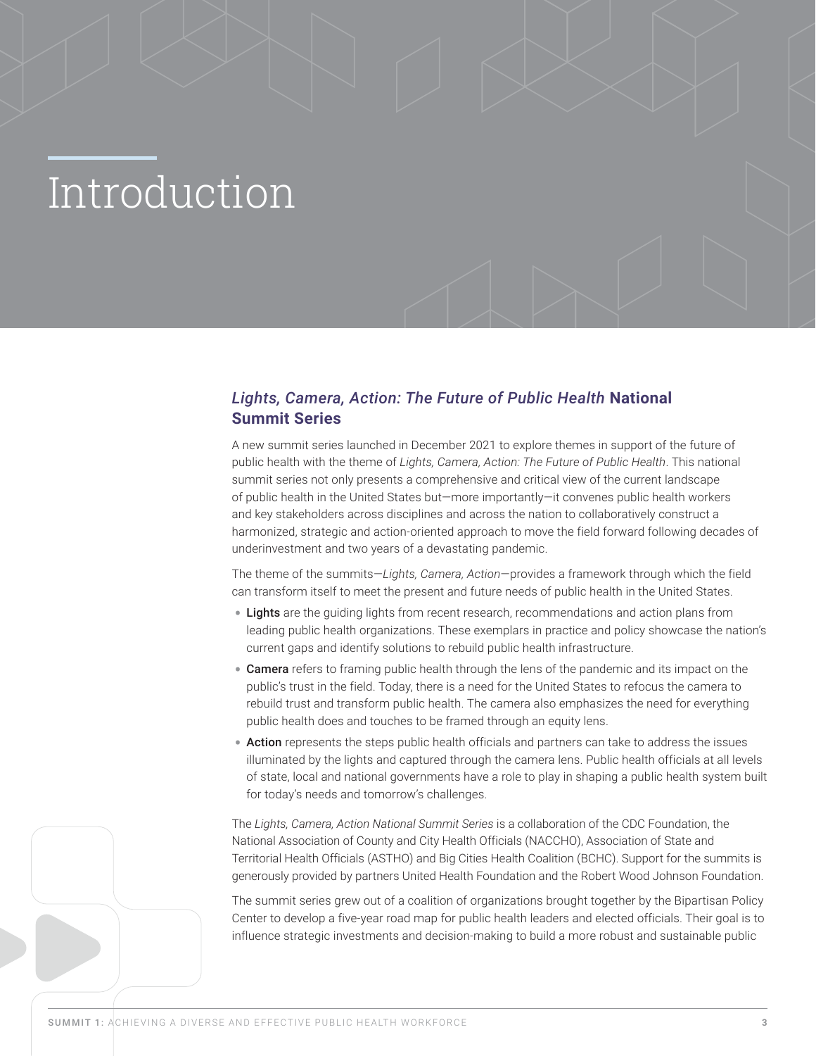# Introduction

## *Lights, Camera, Action: The Future of Public Health* National Summit Series

A new summit series launched in December 2021 to explore themes in support of the future of public health with the theme of *Lights, Camera, Action: The Future of Public Health*. This national summit series not only presents a comprehensive and critical view of the current landscape of public health in the United States but—more importantly—it convenes public health workers and key stakeholders across disciplines and across the nation to collaboratively construct a harmonized, strategic and action-oriented approach to move the field forward following decades of underinvestment and two years of a devastating pandemic.

The theme of the summits—*Lights, Camera, Action*—provides a framework through which the field can transform itself to meet the present and future needs of public health in the United States.

- **Lights** are the guiding lights from recent research, recommendations and action plans from leading public health organizations. These exemplars in practice and policy showcase the nation's current gaps and identify solutions to rebuild public health infrastructure.
- **Camera** refers to framing public health through the lens of the pandemic and its impact on the public's trust in the field. Today, there is a need for the United States to refocus the camera to rebuild trust and transform public health. The camera also emphasizes the need for everything public health does and touches to be framed through an equity lens.
- **Action** represents the steps public health officials and partners can take to address the issues illuminated by the lights and captured through the camera lens. Public health officials at all levels of state, local and national governments have a role to play in shaping a public health system built for today's needs and tomorrow's challenges.

The *Lights, Camera, Action National Summit Series* is a collaboration of the CDC Foundation, the National Association of County and City Health Officials (NACCHO), Association of State and Territorial Health Officials (ASTHO) and Big Cities Health Coalition (BCHC). Support for the summits is generously provided by partners United Health Foundation and the Robert Wood Johnson Foundation.

The summit series grew out of a coalition of organizations brought together by the Bipartisan Policy Center to develop a five-year road map for public health leaders and elected officials. Their goal is to influence strategic investments and decision-making to build a more robust and sustainable public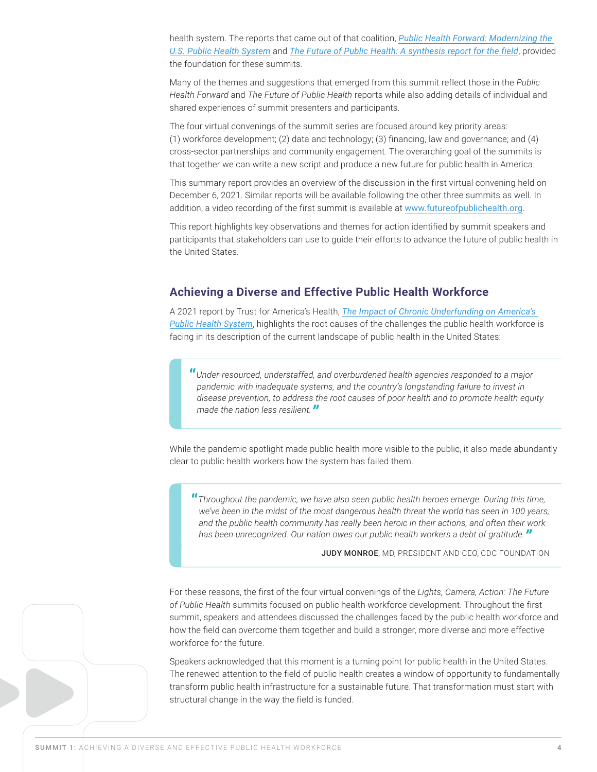health system. The reports that came out of that coalition, *Public Health Forward: Modernizing the U.S. Public Health System* and *The Future of Public Health: A synthesis report for the field*, provided the foundation for these summits.

Many of the themes and suggestions that emerged from this summit reflect those in the *Public Health Forward* and *The Future of Public Health* reports while also adding details of individual and shared experiences of summit presenters and participants.

The four virtual convenings of the summit series are focused around key priority areas: (1) workforce development; (2) data and technology; (3) financing, law and governance; and (4) cross-sector partnerships and community engagement. The overarching goal of the summits is that together we can write a new script and produce a new future for public health in America.

This summary report provides an overview of the discussion in the first virtual convening held on December 6, 2021. Similar reports will be available following the other three summits as well. In addition, a video recording of the first summit is available at www.futureofpublichealth.org.

This report highlights key observations and themes for action identified by summit speakers and participants that stakeholders can use to guide their efforts to advance the future of public health in the United States.

## Achieving a Diverse and Effective Public Health Workforce

A 2021 report by Trust for America's Health, *The Impact of Chronic Underfunding on America's Public Health System*, highlights the root causes of the challenges the public health workforce is facing in its description of the current landscape of public health in the United States:

> *"Under-resourced, understaffed, and overburdened health agencies responded to a major pandemic with inadequate systems, and the country's longstanding failure to invest in disease prevention, to address the root causes of poor health and to promote health equity made the nation less resilient."*

While the pandemic spotlight made public health more visible to the public, it also made abundantly clear to public health workers how the system has failed them.

> *"Throughout the pandemic, we have also seen public health heroes emerge. During this time, we've been in the midst of the most dangerous health threat the world has seen in 100 years, and the public health community has really been heroic in their actions, and often their work has been unrecognized. Our nation owes our public health workers a debt of gratitude."*
>
> **JUDY MONROE**, MD, PRESIDENT AND CEO, CDC FOUNDATION

For these reasons, the first of the four virtual convenings of the *Lights, Camera, Action: The Future of Public Health* summits focused on public health workforce development. Throughout the first summit, speakers and attendees discussed the challenges faced by the public health workforce and how the field can overcome them together and build a stronger, more diverse and more effective workforce for the future.

Speakers acknowledged that this moment is a turning point for public health in the United States. The renewed attention to the field of public health creates a window of opportunity to fundamentally transform public health infrastructure for a sustainable future. That transformation must start with structural change in the way the field is funded.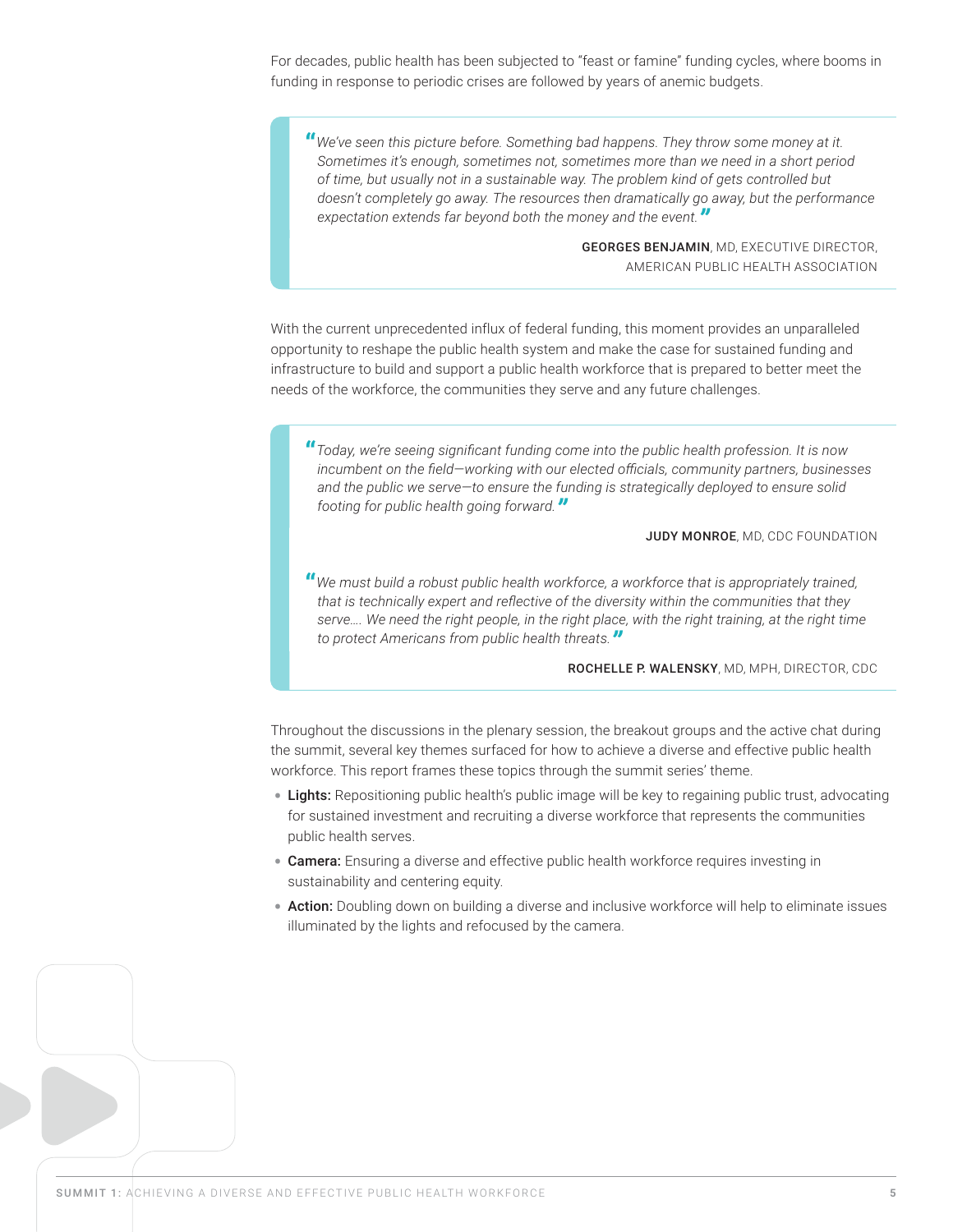For decades, public health has been subjected to "feast or famine" funding cycles, where booms in funding in response to periodic crises are followed by years of anemic budgets.

> *"We've seen this picture before. Something bad happens. They throw some money at it. Sometimes it's enough, sometimes not, sometimes more than we need in a short period of time, but usually not in a sustainable way. The problem kind of gets controlled but doesn't completely go away. The resources then dramatically go away, but the performance expectation extends far beyond both the money and the event."*
>
> **GEORGES BENJAMIN**, MD, EXECUTIVE DIRECTOR, AMERICAN PUBLIC HEALTH ASSOCIATION

With the current unprecedented influx of federal funding, this moment provides an unparalleled opportunity to reshape the public health system and make the case for sustained funding and infrastructure to build and support a public health workforce that is prepared to better meet the needs of the workforce, the communities they serve and any future challenges.

> *"Today, we're seeing significant funding come into the public health profession. It is now incumbent on the field—working with our elected officials, community partners, businesses and the public we serve—to ensure the funding is strategically deployed to ensure solid footing for public health going forward."*
>
> **JUDY MONROE**, MD, CDC FOUNDATION
>
> *"We must build a robust public health workforce, a workforce that is appropriately trained, that is technically expert and reflective of the diversity within the communities that they serve…. We need the right people, in the right place, with the right training, at the right time to protect Americans from public health threats."*
>
> **ROCHELLE P. WALENSKY**, MD, MPH, DIRECTOR, CDC

Throughout the discussions in the plenary session, the breakout groups and the active chat during the summit, several key themes surfaced for how to achieve a diverse and effective public health workforce. This report frames these topics through the summit series' theme.

- **Lights:** Repositioning public health's public image will be key to regaining public trust, advocating for sustained investment and recruiting a diverse workforce that represents the communities public health serves.
- **Camera:** Ensuring a diverse and effective public health workforce requires investing in sustainability and centering equity.
- **Action:** Doubling down on building a diverse and inclusive workforce will help to eliminate issues illuminated by the lights and refocused by the camera.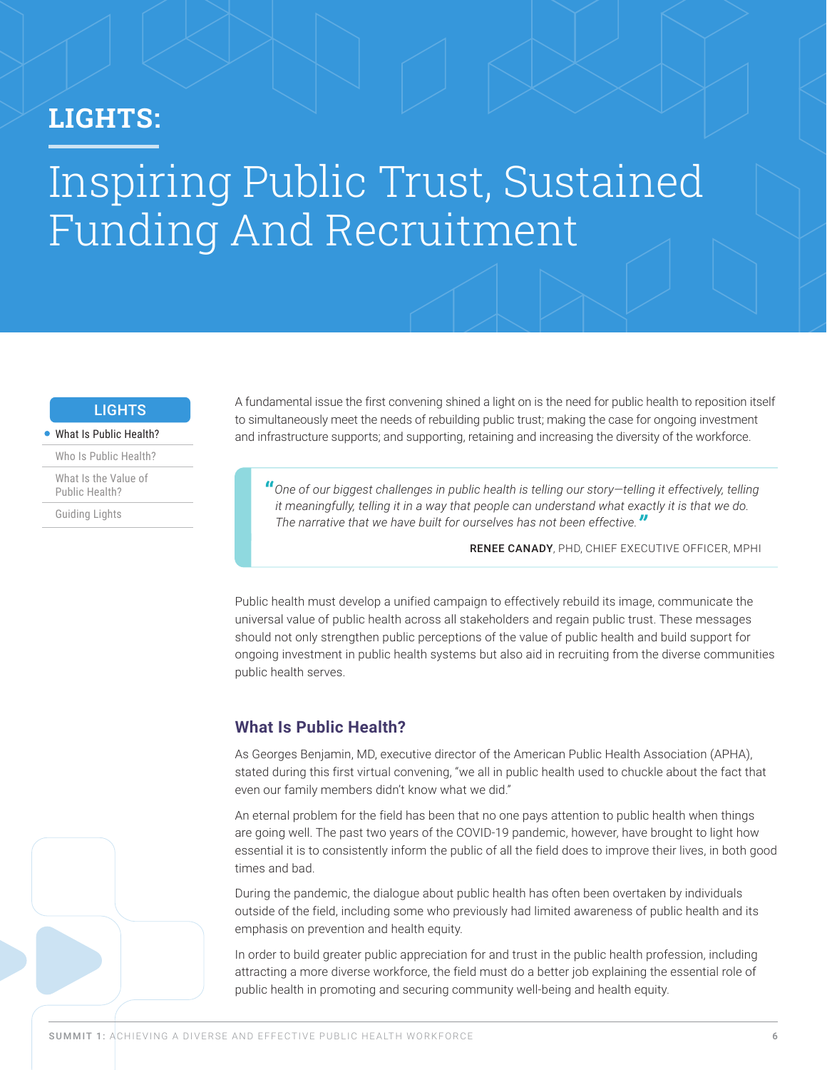# LIGHTS:

# Inspiring Public Trust, Sustained Funding And Recruitment

**LIGHTS**

- What Is Public Health?
- Who Is Public Health?
- What Is the Value of Public Health?
- Guiding Lights

A fundamental issue the first convening shined a light on is the need for public health to reposition itself to simultaneously meet the needs of rebuilding public trust; making the case for ongoing investment and infrastructure supports; and supporting, retaining and increasing the diversity of the workforce.

> *"One of our biggest challenges in public health is telling our story—telling it effectively, telling it meaningfully, telling it in a way that people can understand what exactly it is that we do. The narrative that we have built for ourselves has not been effective."*
>
> **RENEE CANADY**, PHD, CHIEF EXECUTIVE OFFICER, MPHI

Public health must develop a unified campaign to effectively rebuild its image, communicate the universal value of public health across all stakeholders and regain public trust. These messages should not only strengthen public perceptions of the value of public health and build support for ongoing investment in public health systems but also aid in recruiting from the diverse communities public health serves.

## What Is Public Health?

As Georges Benjamin, MD, executive director of the American Public Health Association (APHA), stated during this first virtual convening, "we all in public health used to chuckle about the fact that even our family members didn't know what we did."

An eternal problem for the field has been that no one pays attention to public health when things are going well. The past two years of the COVID-19 pandemic, however, have brought to light how essential it is to consistently inform the public of all the field does to improve their lives, in both good times and bad.

During the pandemic, the dialogue about public health has often been overtaken by individuals outside of the field, including some who previously had limited awareness of public health and its emphasis on prevention and health equity.

In order to build greater public appreciation for and trust in the public health profession, including attracting a more diverse workforce, the field must do a better job explaining the essential role of public health in promoting and securing community well-being and health equity.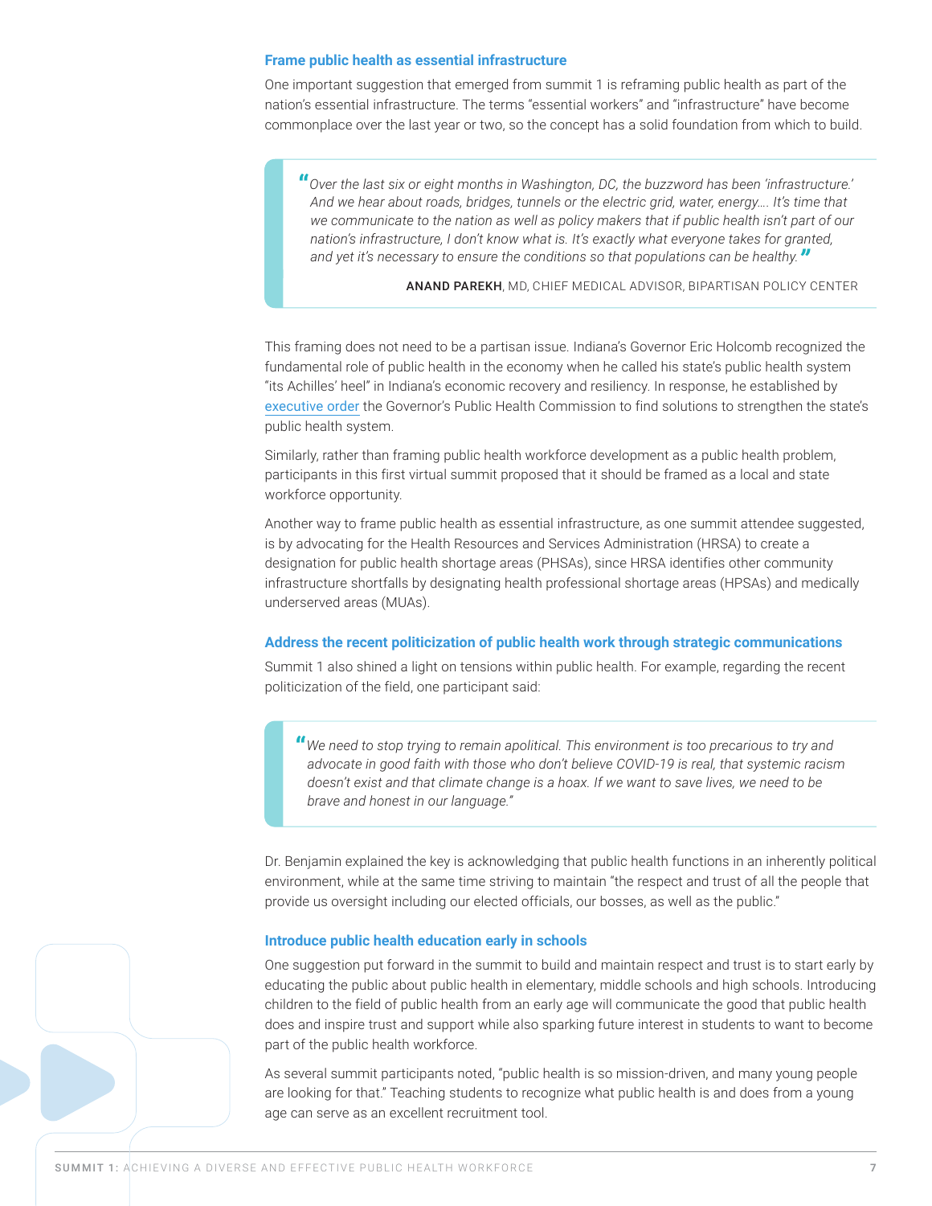### Frame public health as essential infrastructure

One important suggestion that emerged from summit 1 is reframing public health as part of the nation's essential infrastructure. The terms "essential workers" and "infrastructure" have become commonplace over the last year or two, so the concept has a solid foundation from which to build.

> *"Over the last six or eight months in Washington, DC, the buzzword has been 'infrastructure.' And we hear about roads, bridges, tunnels or the electric grid, water, energy…. It's time that we communicate to the nation as well as policy makers that if public health isn't part of our nation's infrastructure, I don't know what is. It's exactly what everyone takes for granted, and yet it's necessary to ensure the conditions so that populations can be healthy."*
>
> **ANAND PAREKH**, MD, CHIEF MEDICAL ADVISOR, BIPARTISAN POLICY CENTER

This framing does not need to be a partisan issue. Indiana's Governor Eric Holcomb recognized the fundamental role of public health in the economy when he called his state's public health system "its Achilles' heel" in Indiana's economic recovery and resiliency. In response, he established by executive order the Governor's Public Health Commission to find solutions to strengthen the state's public health system.

Similarly, rather than framing public health workforce development as a public health problem, participants in this first virtual summit proposed that it should be framed as a local and state workforce opportunity.

Another way to frame public health as essential infrastructure, as one summit attendee suggested, is by advocating for the Health Resources and Services Administration (HRSA) to create a designation for public health shortage areas (PHSAs), since HRSA identifies other community infrastructure shortfalls by designating health professional shortage areas (HPSAs) and medically underserved areas (MUAs).

### Address the recent politicization of public health work through strategic communications

Summit 1 also shined a light on tensions within public health. For example, regarding the recent politicization of the field, one participant said:

> *"We need to stop trying to remain apolitical. This environment is too precarious to try and advocate in good faith with those who don't believe COVID-19 is real, that systemic racism doesn't exist and that climate change is a hoax. If we want to save lives, we need to be brave and honest in our language."*

Dr. Benjamin explained the key is acknowledging that public health functions in an inherently political environment, while at the same time striving to maintain "the respect and trust of all the people that provide us oversight including our elected officials, our bosses, as well as the public."

### Introduce public health education early in schools

One suggestion put forward in the summit to build and maintain respect and trust is to start early by educating the public about public health in elementary, middle schools and high schools. Introducing children to the field of public health from an early age will communicate the good that public health does and inspire trust and support while also sparking future interest in students to want to become part of the public health workforce.

As several summit participants noted, "public health is so mission-driven, and many young people are looking for that." Teaching students to recognize what public health is and does from a young age can serve as an excellent recruitment tool.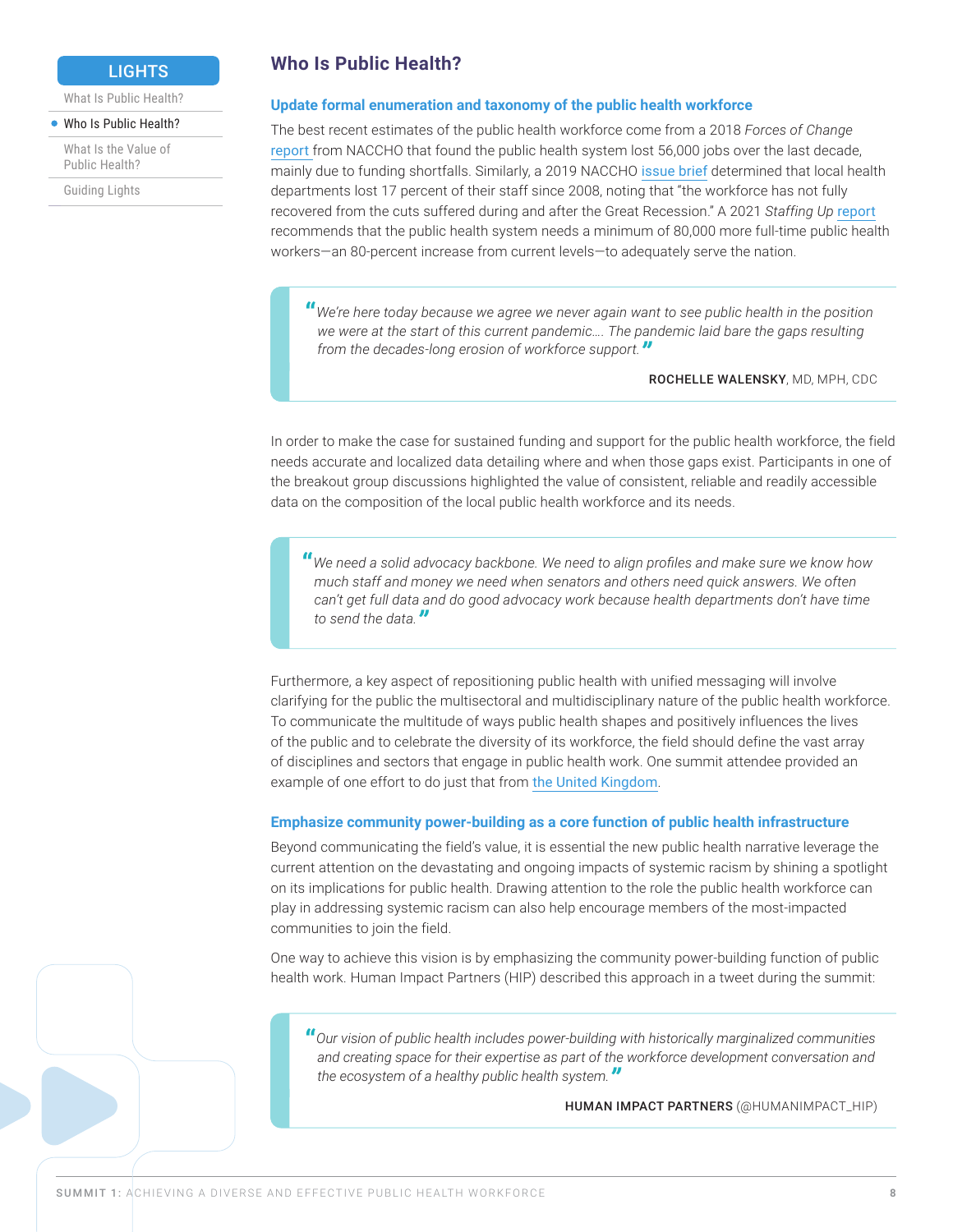## Who Is Public Health?

### Update formal enumeration and taxonomy of the public health workforce

The best recent estimates of the public health workforce come from a 2018 *Forces of Change* report from NACCHO that found the public health system lost 56,000 jobs over the last decade, mainly due to funding shortfalls. Similarly, a 2019 NACCHO issue brief determined that local health departments lost 17 percent of their staff since 2008, noting that "the workforce has not fully recovered from the cuts suffered during and after the Great Recession." A 2021 *Staffing Up* report recommends that the public health system needs a minimum of 80,000 more full-time public health workers—an 80-percent increase from current levels—to adequately serve the nation.

> *"We're here today because we agree we never again want to see public health in the position we were at the start of this current pandemic…. The pandemic laid bare the gaps resulting from the decades-long erosion of workforce support."*
>
> **ROCHELLE WALENSKY**, MD, MPH, CDC

In order to make the case for sustained funding and support for the public health workforce, the field needs accurate and localized data detailing where and when those gaps exist. Participants in one of the breakout group discussions highlighted the value of consistent, reliable and readily accessible data on the composition of the local public health workforce and its needs.

> *"We need a solid advocacy backbone. We need to align profiles and make sure we know how much staff and money we need when senators and others need quick answers. We often can't get full data and do good advocacy work because health departments don't have time to send the data."*

Furthermore, a key aspect of repositioning public health with unified messaging will involve clarifying for the public the multisectoral and multidisciplinary nature of the public health workforce. To communicate the multitude of ways public health shapes and positively influences the lives of the public and to celebrate the diversity of its workforce, the field should define the vast array of disciplines and sectors that engage in public health work. One summit attendee provided an example of one effort to do just that from the United Kingdom.

### Emphasize community power-building as a core function of public health infrastructure

Beyond communicating the field's value, it is essential the new public health narrative leverage the current attention on the devastating and ongoing impacts of systemic racism by shining a spotlight on its implications for public health. Drawing attention to the role the public health workforce can play in addressing systemic racism can also help encourage members of the most-impacted communities to join the field.

One way to achieve this vision is by emphasizing the community power-building function of public health work. Human Impact Partners (HIP) described this approach in a tweet during the summit:

> *"Our vision of public health includes power-building with historically marginalized communities and creating space for their expertise as part of the workforce development conversation and the ecosystem of a healthy public health system."*
>
> **HUMAN IMPACT PARTNERS** (@HUMANIMPACT_HIP)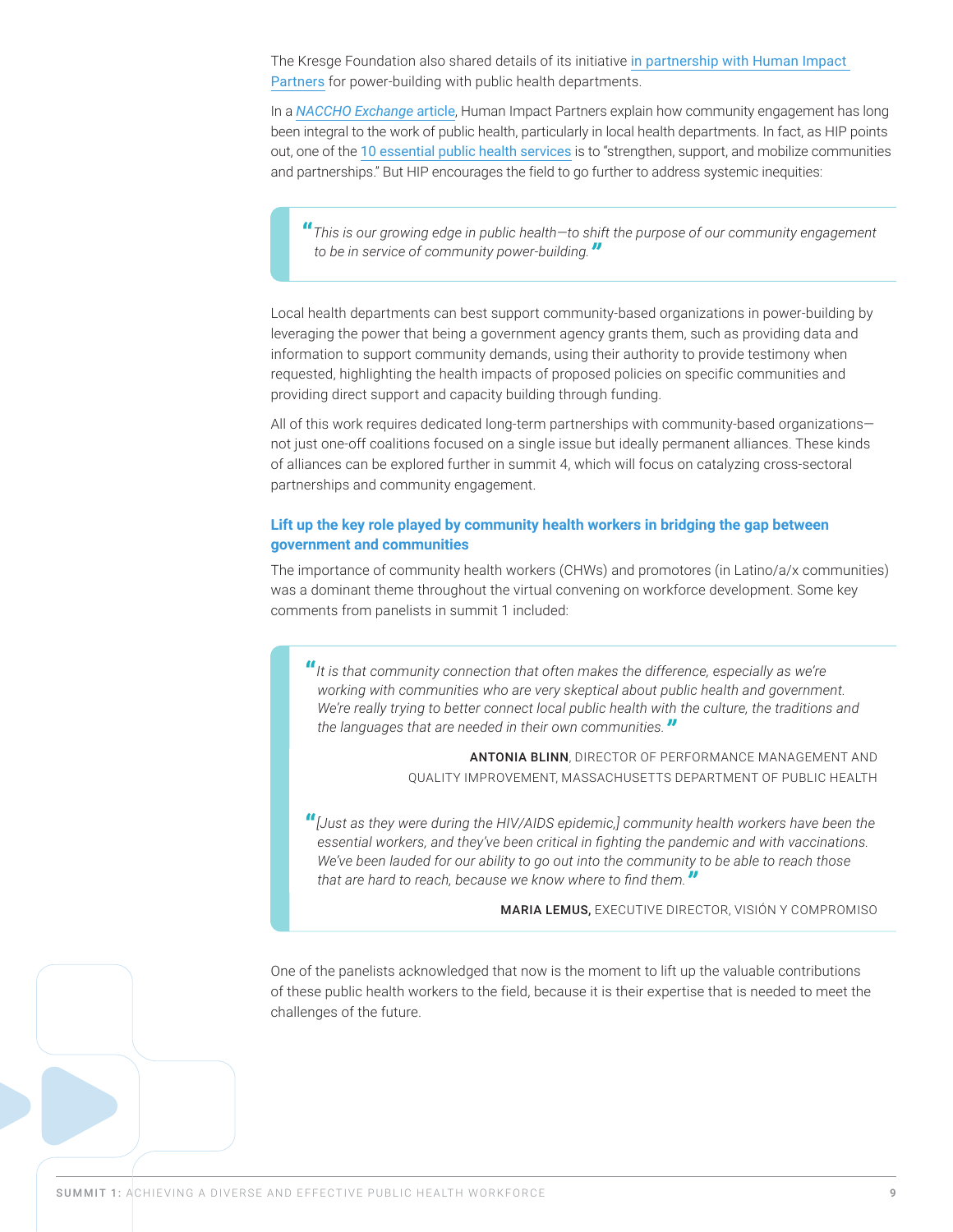The Kresge Foundation also shared details of its initiative in partnership with Human Impact Partners for power-building with public health departments.

In a *NACCHO Exchange* article, Human Impact Partners explain how community engagement has long been integral to the work of public health, particularly in local health departments. In fact, as HIP points out, one of the 10 essential public health services is to "strengthen, support, and mobilize communities and partnerships." But HIP encourages the field to go further to address systemic inequities:

> *"This is our growing edge in public health—to shift the purpose of our community engagement to be in service of community power-building."*

Local health departments can best support community-based organizations in power-building by leveraging the power that being a government agency grants them, such as providing data and information to support community demands, using their authority to provide testimony when requested, highlighting the health impacts of proposed policies on specific communities and providing direct support and capacity building through funding.

All of this work requires dedicated long-term partnerships with community-based organizations—not just one-off coalitions focused on a single issue but ideally permanent alliances. These kinds of alliances can be explored further in summit 4, which will focus on catalyzing cross-sectoral partnerships and community engagement.

### Lift up the key role played by community health workers in bridging the gap between government and communities

The importance of community health workers (CHWs) and promotores (in Latino/a/x communities) was a dominant theme throughout the virtual convening on workforce development. Some key comments from panelists in summit 1 included:

> *"It is that community connection that often makes the difference, especially as we're working with communities who are very skeptical about public health and government. We're really trying to better connect local public health with the culture, the traditions and the languages that are needed in their own communities."*
>
> **ANTONIA BLINN**, DIRECTOR OF PERFORMANCE MANAGEMENT AND QUALITY IMPROVEMENT, MASSACHUSETTS DEPARTMENT OF PUBLIC HEALTH

> *"[Just as they were during the HIV/AIDS epidemic,] community health workers have been the essential workers, and they've been critical in fighting the pandemic and with vaccinations. We've been lauded for our ability to go out into the community to be able to reach those that are hard to reach, because we know where to find them."*
>
> **MARIA LEMUS,** EXECUTIVE DIRECTOR, VISIÓN Y COMPROMISO

One of the panelists acknowledged that now is the moment to lift up the valuable contributions of these public health workers to the field, because it is their expertise that is needed to meet the challenges of the future.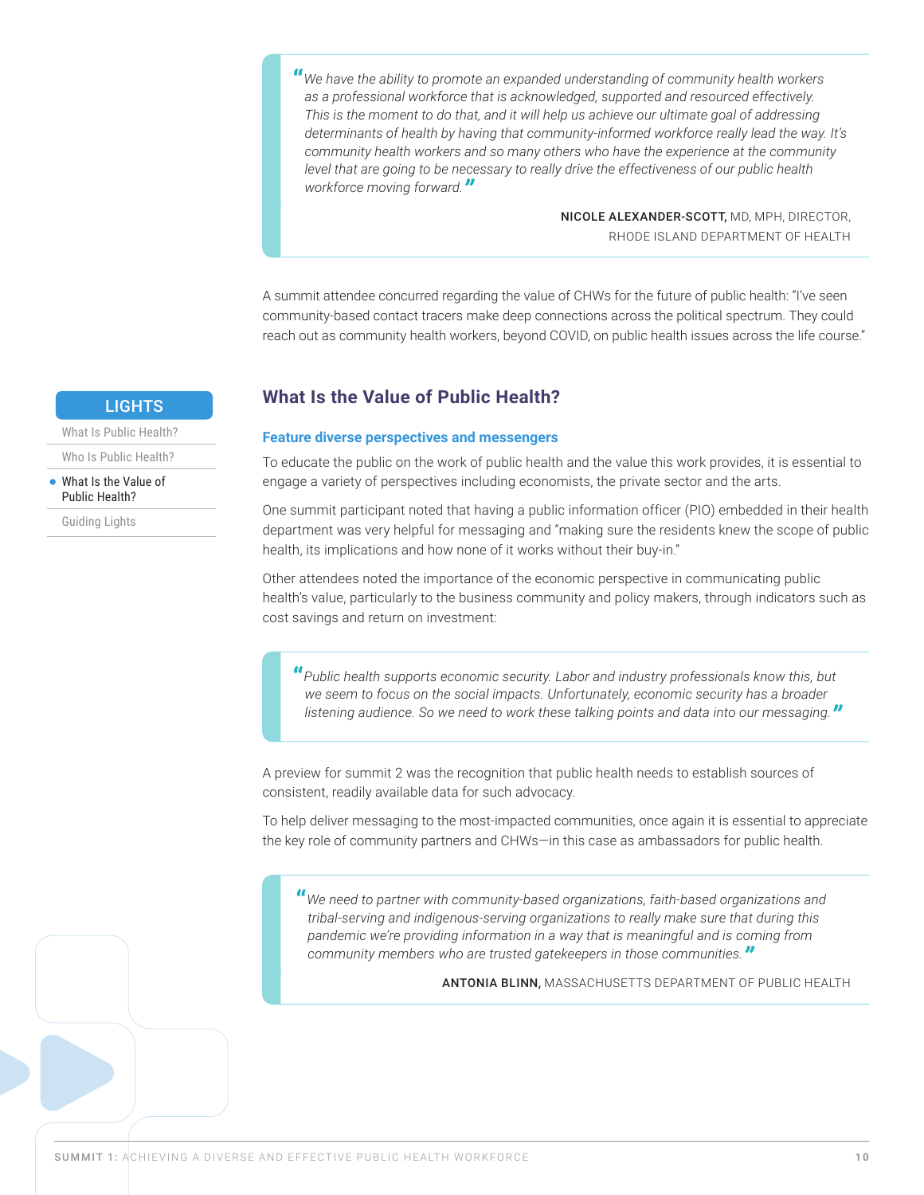> *"We have the ability to promote an expanded understanding of community health workers as a professional workforce that is acknowledged, supported and resourced effectively. This is the moment to do that, and it will help us achieve our ultimate goal of addressing determinants of health by having that community-informed workforce really lead the way. It's community health workers and so many others who have the experience at the community level that are going to be necessary to really drive the effectiveness of our public health workforce moving forward."*
>
> **NICOLE ALEXANDER-SCOTT,** MD, MPH, DIRECTOR, RHODE ISLAND DEPARTMENT OF HEALTH

A summit attendee concurred regarding the value of CHWs for the future of public health: "I've seen community-based contact tracers make deep connections across the political spectrum. They could reach out as community health workers, beyond COVID, on public health issues across the life course."

LIGHTS

- What Is Public Health?
- Who Is Public Health?
- What Is the Value of Public Health?
- Guiding Lights

## What Is the Value of Public Health?

### Feature diverse perspectives and messengers

To educate the public on the work of public health and the value this work provides, it is essential to engage a variety of perspectives including economists, the private sector and the arts.

One summit participant noted that having a public information officer (PIO) embedded in their health department was very helpful for messaging and "making sure the residents knew the scope of public health, its implications and how none of it works without their buy-in."

Other attendees noted the importance of the economic perspective in communicating public health's value, particularly to the business community and policy makers, through indicators such as cost savings and return on investment:

> *"Public health supports economic security. Labor and industry professionals know this, but we seem to focus on the social impacts. Unfortunately, economic security has a broader listening audience. So we need to work these talking points and data into our messaging."*

A preview for summit 2 was the recognition that public health needs to establish sources of consistent, readily available data for such advocacy.

To help deliver messaging to the most-impacted communities, once again it is essential to appreciate the key role of community partners and CHWs—in this case as ambassadors for public health.

> *"We need to partner with community-based organizations, faith-based organizations and tribal-serving and indigenous-serving organizations to really make sure that during this pandemic we're providing information in a way that is meaningful and is coming from community members who are trusted gatekeepers in those communities."*
>
> **ANTONIA BLINN,** MASSACHUSETTS DEPARTMENT OF PUBLIC HEALTH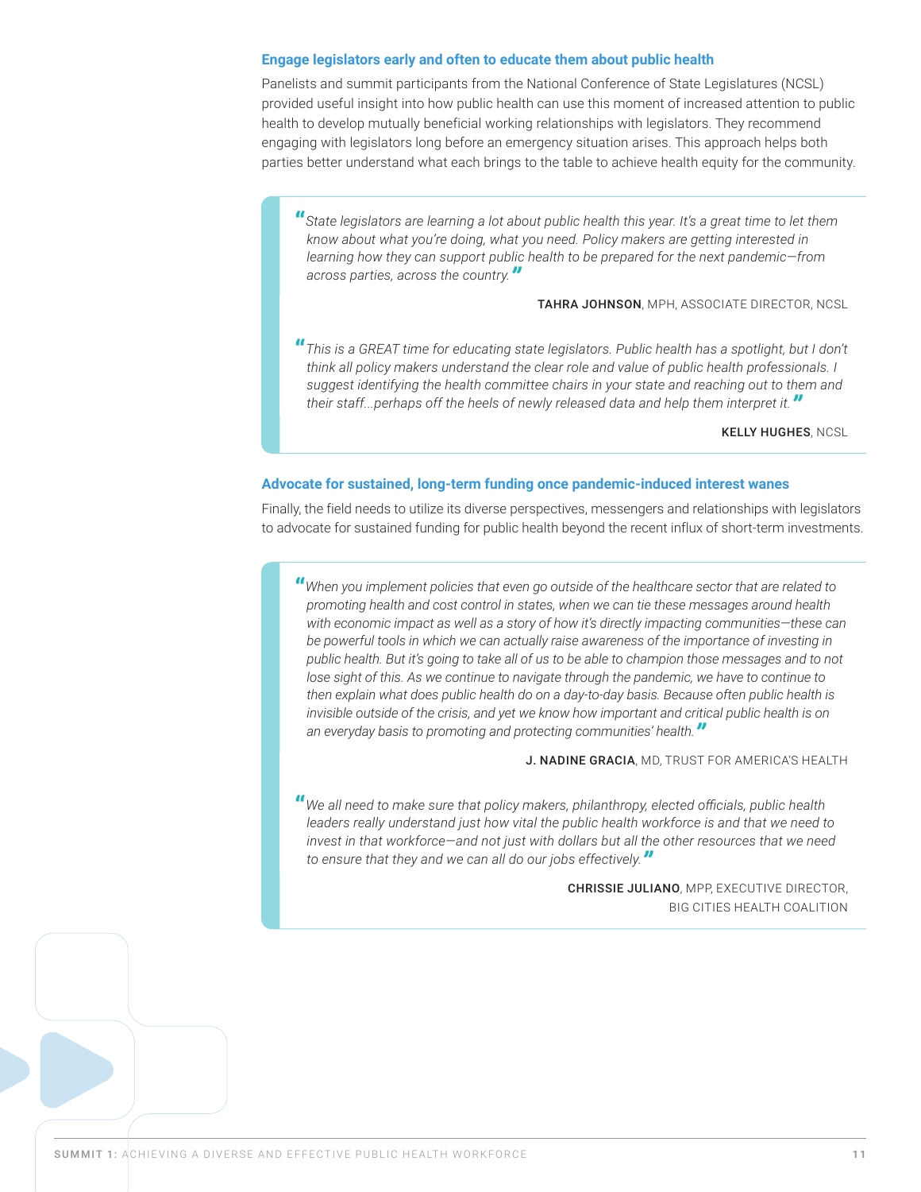### Engage legislators early and often to educate them about public health

Panelists and summit participants from the National Conference of State Legislatures (NCSL) provided useful insight into how public health can use this moment of increased attention to public health to develop mutually beneficial working relationships with legislators. They recommend engaging with legislators long before an emergency situation arises. This approach helps both parties better understand what each brings to the table to achieve health equity for the community.

> *"State legislators are learning a lot about public health this year. It's a great time to let them know about what you're doing, what you need. Policy makers are getting interested in learning how they can support public health to be prepared for the next pandemic—from across parties, across the country."*
>
> **TAHRA JOHNSON**, MPH, ASSOCIATE DIRECTOR, NCSL

> *"This is a GREAT time for educating state legislators. Public health has a spotlight, but I don't think all policy makers understand the clear role and value of public health professionals. I suggest identifying the health committee chairs in your state and reaching out to them and their staff...perhaps off the heels of newly released data and help them interpret it."*
>
> **KELLY HUGHES**, NCSL

### Advocate for sustained, long-term funding once pandemic-induced interest wanes

Finally, the field needs to utilize its diverse perspectives, messengers and relationships with legislators to advocate for sustained funding for public health beyond the recent influx of short-term investments.

> *"When you implement policies that even go outside of the healthcare sector that are related to promoting health and cost control in states, when we can tie these messages around health with economic impact as well as a story of how it's directly impacting communities—these can be powerful tools in which we can actually raise awareness of the importance of investing in public health. But it's going to take all of us to be able to champion those messages and to not lose sight of this. As we continue to navigate through the pandemic, we have to continue to then explain what does public health do on a day-to-day basis. Because often public health is invisible outside of the crisis, and yet we know how important and critical public health is on an everyday basis to promoting and protecting communities' health."*
>
> **J. NADINE GRACIA**, MD, TRUST FOR AMERICA'S HEALTH

> *"We all need to make sure that policy makers, philanthropy, elected officials, public health leaders really understand just how vital the public health workforce is and that we need to invest in that workforce—and not just with dollars but all the other resources that we need to ensure that they and we can all do our jobs effectively."*
>
> **CHRISSIE JULIANO**, MPP, EXECUTIVE DIRECTOR, BIG CITIES HEALTH COALITION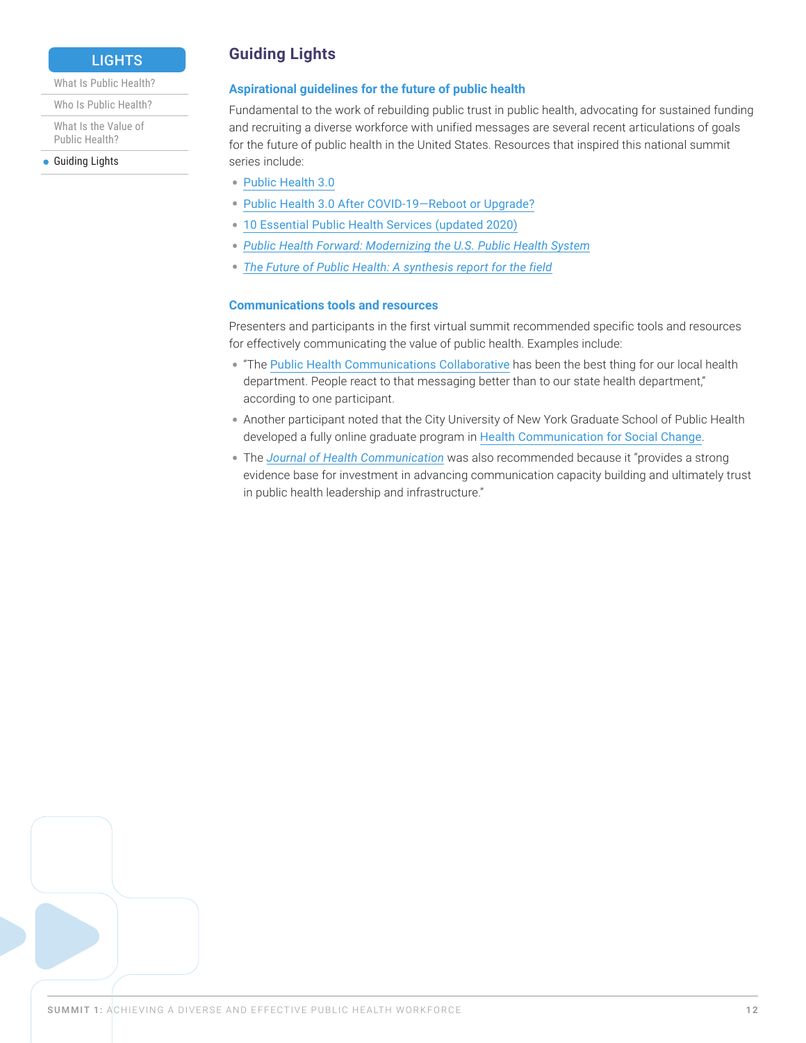## Guiding Lights

### Aspirational guidelines for the future of public health

Fundamental to the work of rebuilding public trust in public health, advocating for sustained funding and recruiting a diverse workforce with unified messages are several recent articulations of goals for the future of public health in the United States. Resources that inspired this national summit series include:

- Public Health 3.0
- Public Health 3.0 After COVID-19—Reboot or Upgrade?
- 10 Essential Public Health Services (updated 2020)
- *Public Health Forward: Modernizing the U.S. Public Health System*
- *The Future of Public Health: A synthesis report for the field*

### Communications tools and resources

Presenters and participants in the first virtual summit recommended specific tools and resources for effectively communicating the value of public health. Examples include:

- "The Public Health Communications Collaborative has been the best thing for our local health department. People react to that messaging better than to our state health department," according to one participant.
- Another participant noted that the City University of New York Graduate School of Public Health developed a fully online graduate program in Health Communication for Social Change.
- The *Journal of Health Communication* was also recommended because it "provides a strong evidence base for investment in advancing communication capacity building and ultimately trust in public health leadership and infrastructure."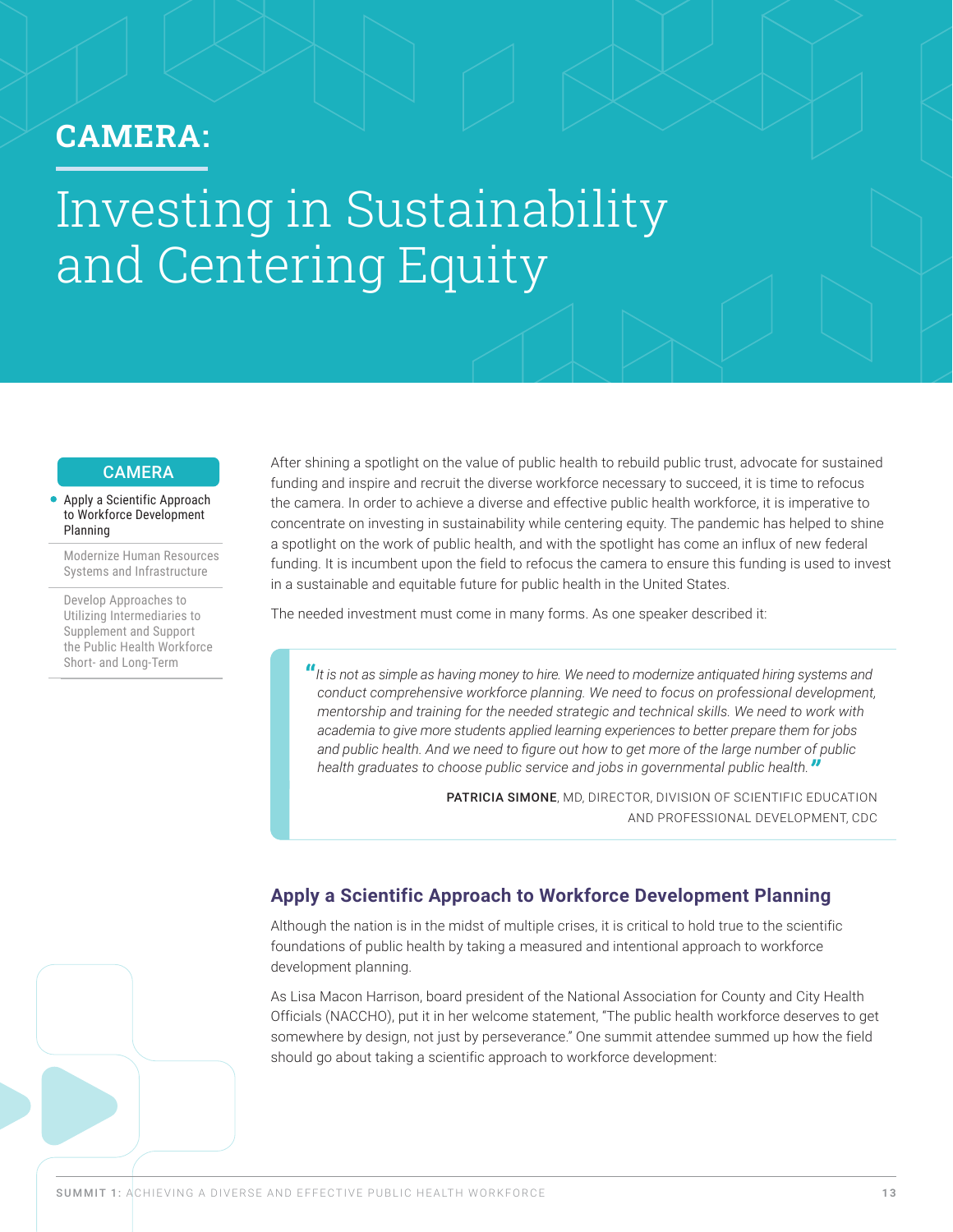# CAMERA:

# Investing in Sustainability and Centering Equity

**CAMERA**

- Apply a Scientific Approach to Workforce Development Planning
- Modernize Human Resources Systems and Infrastructure
- Develop Approaches to Utilizing Intermediaries to Supplement and Support the Public Health Workforce Short- and Long-Term

After shining a spotlight on the value of public health to rebuild public trust, advocate for sustained funding and inspire and recruit the diverse workforce necessary to succeed, it is time to refocus the camera. In order to achieve a diverse and effective public health workforce, it is imperative to concentrate on investing in sustainability while centering equity. The pandemic has helped to shine a spotlight on the work of public health, and with the spotlight has come an influx of new federal funding. It is incumbent upon the field to refocus the camera to ensure this funding is used to invest in a sustainable and equitable future for public health in the United States.

The needed investment must come in many forms. As one speaker described it:

> *"It is not as simple as having money to hire. We need to modernize antiquated hiring systems and conduct comprehensive workforce planning. We need to focus on professional development, mentorship and training for the needed strategic and technical skills. We need to work with academia to give more students applied learning experiences to better prepare them for jobs and public health. And we need to figure out how to get more of the large number of public health graduates to choose public service and jobs in governmental public health."*
>
> **PATRICIA SIMONE**, MD, DIRECTOR, DIVISION OF SCIENTIFIC EDUCATION AND PROFESSIONAL DEVELOPMENT, CDC

## Apply a Scientific Approach to Workforce Development Planning

Although the nation is in the midst of multiple crises, it is critical to hold true to the scientific foundations of public health by taking a measured and intentional approach to workforce development planning.

As Lisa Macon Harrison, board president of the National Association for County and City Health Officials (NACCHO), put it in her welcome statement, "The public health workforce deserves to get somewhere by design, not just by perseverance." One summit attendee summed up how the field should go about taking a scientific approach to workforce development: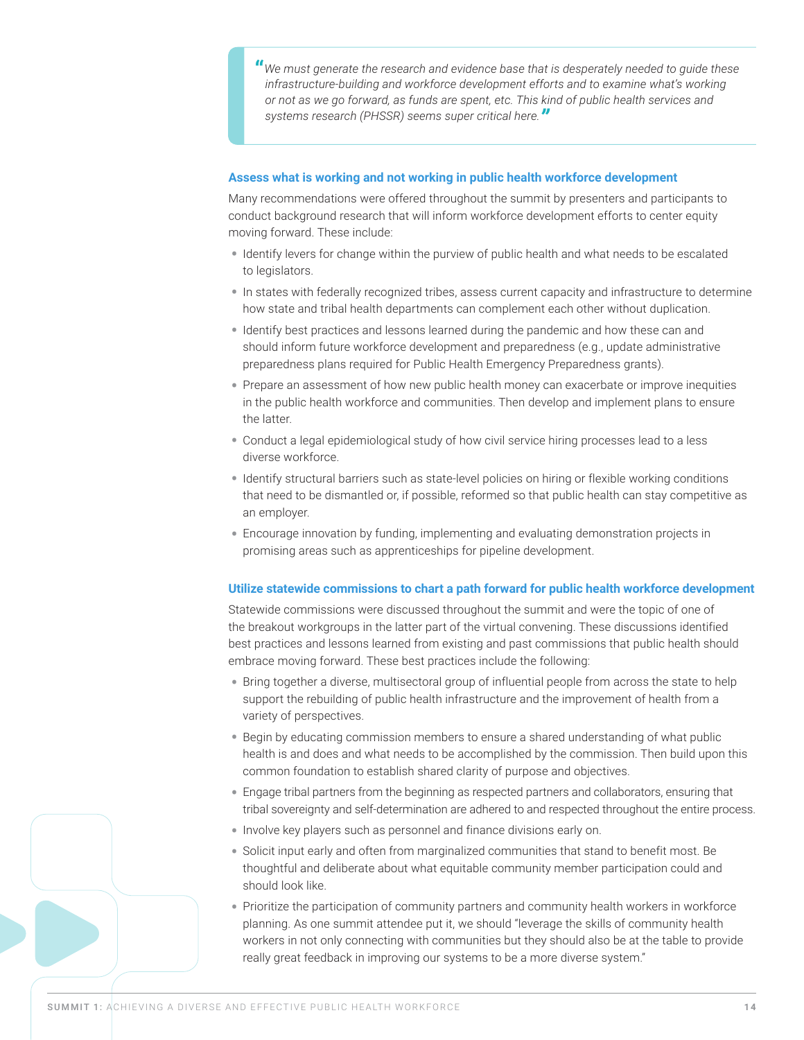> *"We must generate the research and evidence base that is desperately needed to guide these infrastructure-building and workforce development efforts and to examine what's working or not as we go forward, as funds are spent, etc. This kind of public health services and systems research (PHSSR) seems super critical here."*

### Assess what is working and not working in public health workforce development

Many recommendations were offered throughout the summit by presenters and participants to conduct background research that will inform workforce development efforts to center equity moving forward. These include:

- Identify levers for change within the purview of public health and what needs to be escalated to legislators.
- In states with federally recognized tribes, assess current capacity and infrastructure to determine how state and tribal health departments can complement each other without duplication.
- Identify best practices and lessons learned during the pandemic and how these can and should inform future workforce development and preparedness (e.g., update administrative preparedness plans required for Public Health Emergency Preparedness grants).
- Prepare an assessment of how new public health money can exacerbate or improve inequities in the public health workforce and communities. Then develop and implement plans to ensure the latter.
- Conduct a legal epidemiological study of how civil service hiring processes lead to a less diverse workforce.
- Identify structural barriers such as state-level policies on hiring or flexible working conditions that need to be dismantled or, if possible, reformed so that public health can stay competitive as an employer.
- Encourage innovation by funding, implementing and evaluating demonstration projects in promising areas such as apprenticeships for pipeline development.

### Utilize statewide commissions to chart a path forward for public health workforce development

Statewide commissions were discussed throughout the summit and were the topic of one of the breakout workgroups in the latter part of the virtual convening. These discussions identified best practices and lessons learned from existing and past commissions that public health should embrace moving forward. These best practices include the following:

- Bring together a diverse, multisectoral group of influential people from across the state to help support the rebuilding of public health infrastructure and the improvement of health from a variety of perspectives.
- Begin by educating commission members to ensure a shared understanding of what public health is and does and what needs to be accomplished by the commission. Then build upon this common foundation to establish shared clarity of purpose and objectives.
- Engage tribal partners from the beginning as respected partners and collaborators, ensuring that tribal sovereignty and self-determination are adhered to and respected throughout the entire process.
- Involve key players such as personnel and finance divisions early on.
- Solicit input early and often from marginalized communities that stand to benefit most. Be thoughtful and deliberate about what equitable community member participation could and should look like.
- Prioritize the participation of community partners and community health workers in workforce planning. As one summit attendee put it, we should "leverage the skills of community health workers in not only connecting with communities but they should also be at the table to provide really great feedback in improving our systems to be a more diverse system."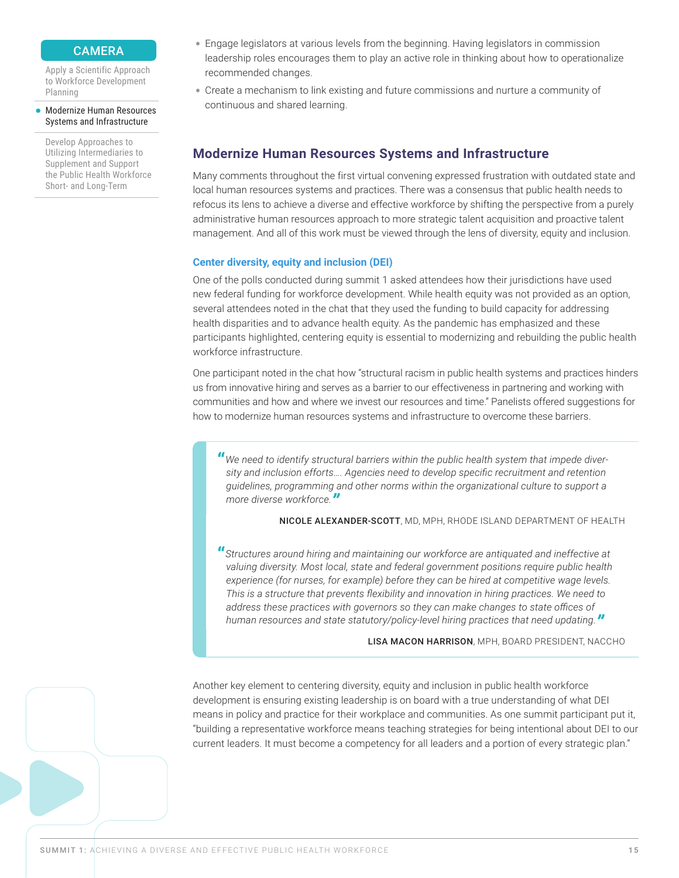- Engage legislators at various levels from the beginning. Having legislators in commission leadership roles encourages them to play an active role in thinking about how to operationalize recommended changes.
- Create a mechanism to link existing and future commissions and nurture a community of continuous and shared learning.

## Modernize Human Resources Systems and Infrastructure

Many comments throughout the first virtual convening expressed frustration with outdated state and local human resources systems and practices. There was a consensus that public health needs to refocus its lens to achieve a diverse and effective workforce by shifting the perspective from a purely administrative human resources approach to more strategic talent acquisition and proactive talent management. And all of this work must be viewed through the lens of diversity, equity and inclusion.

### Center diversity, equity and inclusion (DEI)

One of the polls conducted during summit 1 asked attendees how their jurisdictions have used new federal funding for workforce development. While health equity was not provided as an option, several attendees noted in the chat that they used the funding to build capacity for addressing health disparities and to advance health equity. As the pandemic has emphasized and these participants highlighted, centering equity is essential to modernizing and rebuilding the public health workforce infrastructure.

One participant noted in the chat how "structural racism in public health systems and practices hinders us from innovative hiring and serves as a barrier to our effectiveness in partnering and working with communities and how and where we invest our resources and time." Panelists offered suggestions for how to modernize human resources systems and infrastructure to overcome these barriers.

> *"We need to identify structural barriers within the public health system that impede diversity and inclusion efforts…. Agencies need to develop specific recruitment and retention guidelines, programming and other norms within the organizational culture to support a more diverse workforce."*
>
> **NICOLE ALEXANDER-SCOTT**, MD, MPH, RHODE ISLAND DEPARTMENT OF HEALTH

> *"Structures around hiring and maintaining our workforce are antiquated and ineffective at valuing diversity. Most local, state and federal government positions require public health experience (for nurses, for example) before they can be hired at competitive wage levels. This is a structure that prevents flexibility and innovation in hiring practices. We need to address these practices with governors so they can make changes to state offices of human resources and state statutory/policy-level hiring practices that need updating."*
>
> **LISA MACON HARRISON**, MPH, BOARD PRESIDENT, NACCHO

Another key element to centering diversity, equity and inclusion in public health workforce development is ensuring existing leadership is on board with a true understanding of what DEI means in policy and practice for their workplace and communities. As one summit participant put it, "building a representative workforce means teaching strategies for being intentional about DEI to our current leaders. It must become a competency for all leaders and a portion of every strategic plan."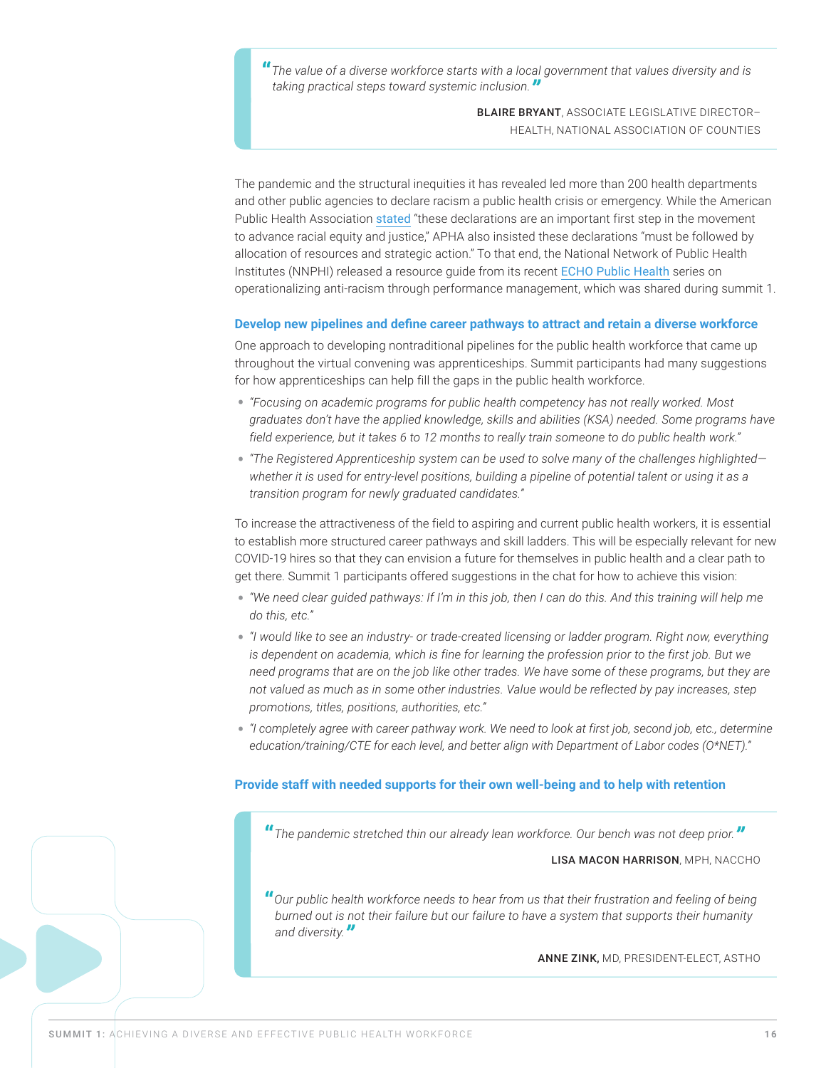> *"The value of a diverse workforce starts with a local government that values diversity and is taking practical steps toward systemic inclusion."*
>
> **BLAIRE BRYANT**, ASSOCIATE LEGISLATIVE DIRECTOR–HEALTH, NATIONAL ASSOCIATION OF COUNTIES

The pandemic and the structural inequities it has revealed led more than 200 health departments and other public agencies to declare racism a public health crisis or emergency. While the American Public Health Association stated "these declarations are an important first step in the movement to advance racial equity and justice," APHA also insisted these declarations "must be followed by allocation of resources and strategic action." To that end, the National Network of Public Health Institutes (NNPHI) released a resource guide from its recent ECHO Public Health series on operationalizing anti-racism through performance management, which was shared during summit 1.

### Develop new pipelines and define career pathways to attract and retain a diverse workforce

One approach to developing nontraditional pipelines for the public health workforce that came up throughout the virtual convening was apprenticeships. Summit participants had many suggestions for how apprenticeships can help fill the gaps in the public health workforce.

- *"Focusing on academic programs for public health competency has not really worked. Most graduates don't have the applied knowledge, skills and abilities (KSA) needed. Some programs have field experience, but it takes 6 to 12 months to really train someone to do public health work."*
- *"The Registered Apprenticeship system can be used to solve many of the challenges highlighted—whether it is used for entry-level positions, building a pipeline of potential talent or using it as a transition program for newly graduated candidates."*

To increase the attractiveness of the field to aspiring and current public health workers, it is essential to establish more structured career pathways and skill ladders. This will be especially relevant for new COVID-19 hires so that they can envision a future for themselves in public health and a clear path to get there. Summit 1 participants offered suggestions in the chat for how to achieve this vision:

- *"We need clear guided pathways: If I'm in this job, then I can do this. And this training will help me do this, etc."*
- *"I would like to see an industry- or trade-created licensing or ladder program. Right now, everything is dependent on academia, which is fine for learning the profession prior to the first job. But we need programs that are on the job like other trades. We have some of these programs, but they are not valued as much as in some other industries. Value would be reflected by pay increases, step promotions, titles, positions, authorities, etc."*
- *"I completely agree with career pathway work. We need to look at first job, second job, etc., determine education/training/CTE for each level, and better align with Department of Labor codes (O*NET)."*

### Provide staff with needed supports for their own well-being and to help with retention

> *"The pandemic stretched thin our already lean workforce. Our bench was not deep prior."*
>
> **LISA MACON HARRISON**, MPH, NACCHO
>
> *"Our public health workforce needs to hear from us that their frustration and feeling of being burned out is not their failure but our failure to have a system that supports their humanity and diversity."*
>
> **ANNE ZINK,** MD, PRESIDENT-ELECT, ASTHO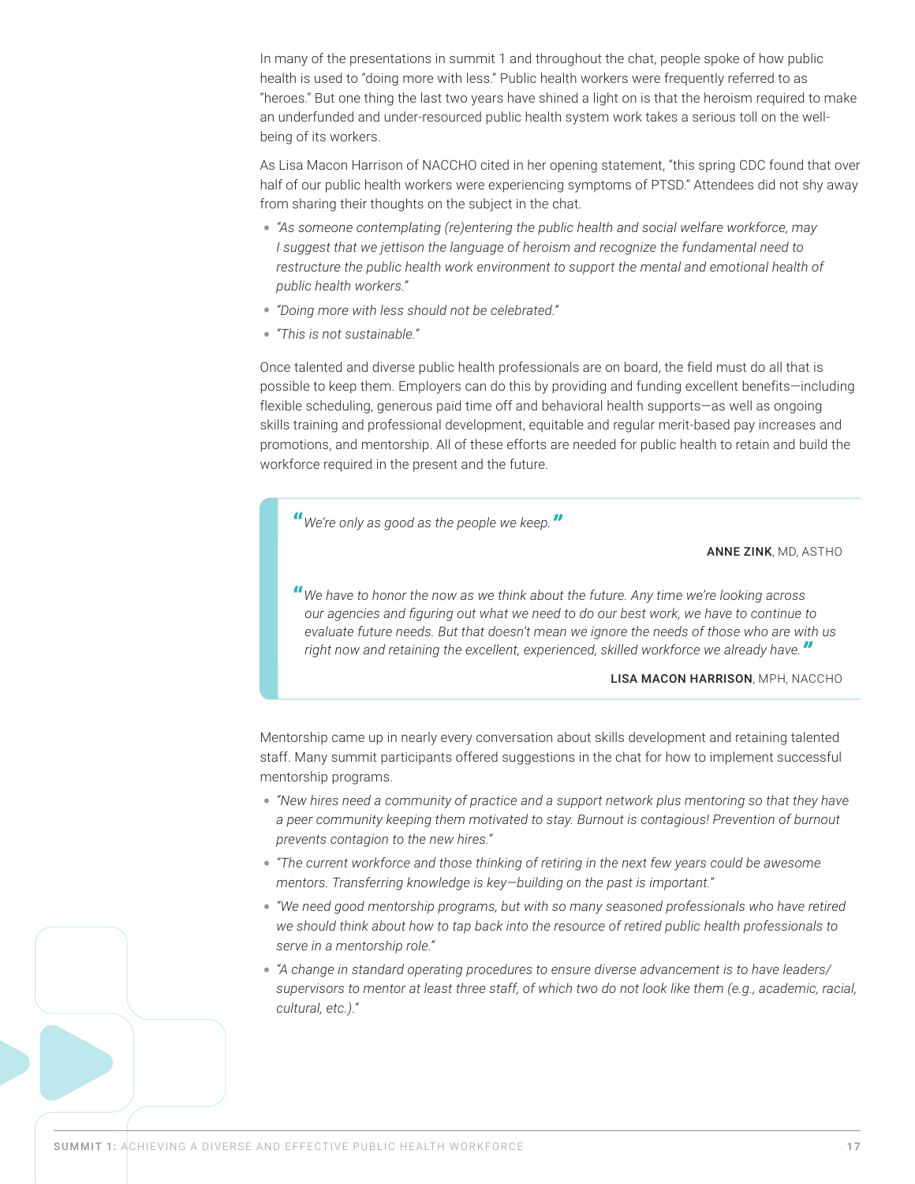In many of the presentations in summit 1 and throughout the chat, people spoke of how public health is used to "doing more with less." Public health workers were frequently referred to as "heroes." But one thing the last two years have shined a light on is that the heroism required to make an underfunded and under-resourced public health system work takes a serious toll on the well-being of its workers.

As Lisa Macon Harrison of NACCHO cited in her opening statement, "this spring CDC found that over half of our public health workers were experiencing symptoms of PTSD." Attendees did not shy away from sharing their thoughts on the subject in the chat.

- *"As someone contemplating (re)entering the public health and social welfare workforce, may I suggest that we jettison the language of heroism and recognize the fundamental need to restructure the public health work environment to support the mental and emotional health of public health workers."*
- *"Doing more with less should not be celebrated."*
- *"This is not sustainable."*

Once talented and diverse public health professionals are on board, the field must do all that is possible to keep them. Employers can do this by providing and funding excellent benefits—including flexible scheduling, generous paid time off and behavioral health supports—as well as ongoing skills training and professional development, equitable and regular merit-based pay increases and promotions, and mentorship. All of these efforts are needed for public health to retain and build the workforce required in the present and the future.

> *"We're only as good as the people we keep."*
>
> **ANNE ZINK**, MD, ASTHO

> *"We have to honor the now as we think about the future. Any time we're looking across our agencies and figuring out what we need to do our best work, we have to continue to evaluate future needs. But that doesn't mean we ignore the needs of those who are with us right now and retaining the excellent, experienced, skilled workforce we already have."*
>
> **LISA MACON HARRISON**, MPH, NACCHO

Mentorship came up in nearly every conversation about skills development and retaining talented staff. Many summit participants offered suggestions in the chat for how to implement successful mentorship programs.

- *"New hires need a community of practice and a support network plus mentoring so that they have a peer community keeping them motivated to stay. Burnout is contagious! Prevention of burnout prevents contagion to the new hires."*
- *"The current workforce and those thinking of retiring in the next few years could be awesome mentors. Transferring knowledge is key—building on the past is important."*
- *"We need good mentorship programs, but with so many seasoned professionals who have retired we should think about how to tap back into the resource of retired public health professionals to serve in a mentorship role."*
- *"A change in standard operating procedures to ensure diverse advancement is to have leaders/supervisors to mentor at least three staff, of which two do not look like them (e.g., academic, racial, cultural, etc.)."*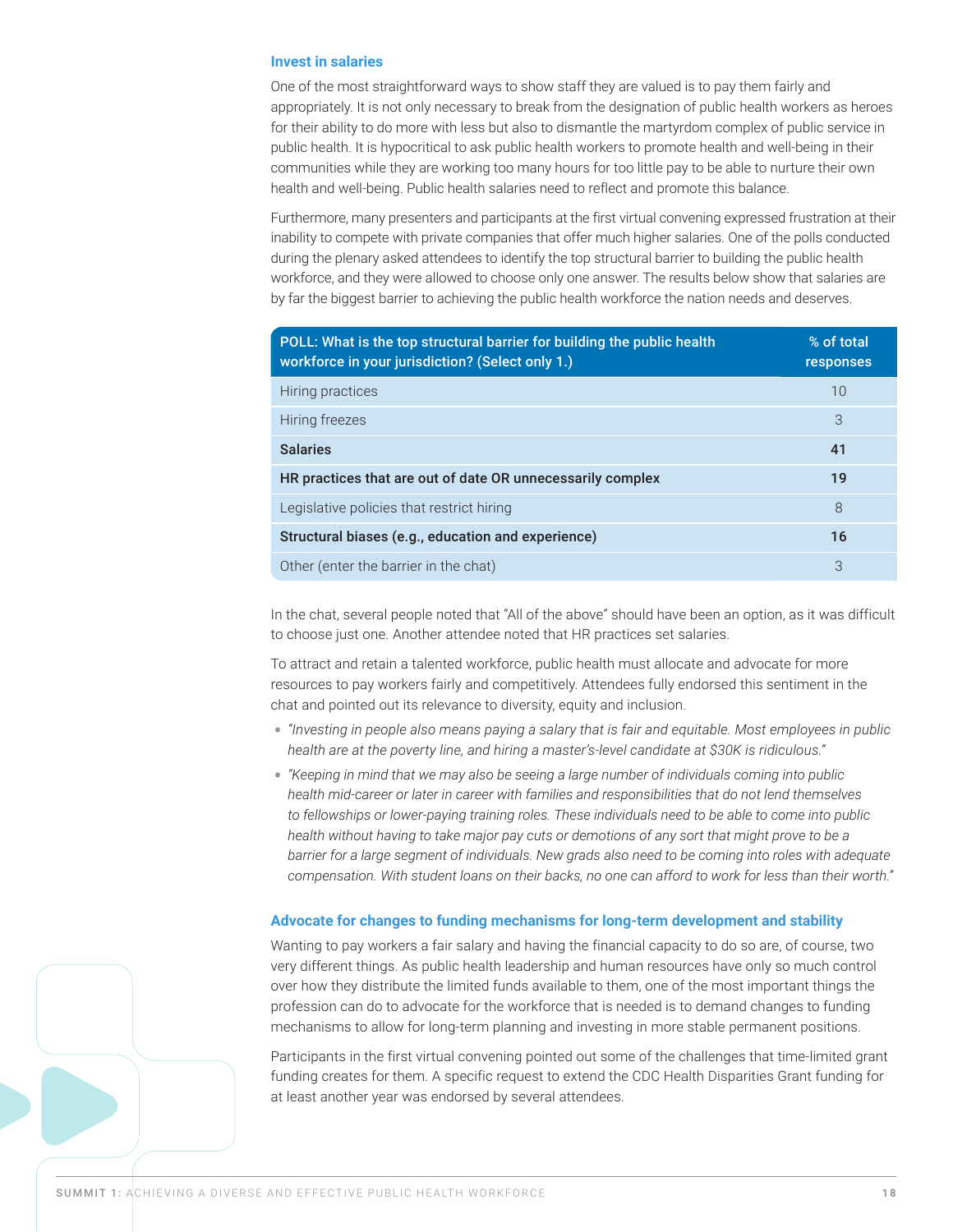### Invest in salaries

One of the most straightforward ways to show staff they are valued is to pay them fairly and appropriately. It is not only necessary to break from the designation of public health workers as heroes for their ability to do more with less but also to dismantle the martyrdom complex of public service in public health. It is hypocritical to ask public health workers to promote health and well-being in their communities while they are working too many hours for too little pay to be able to nurture their own health and well-being. Public health salaries need to reflect and promote this balance.

Furthermore, many presenters and participants at the first virtual convening expressed frustration at their inability to compete with private companies that offer much higher salaries. One of the polls conducted during the plenary asked attendees to identify the top structural barrier to building the public health workforce, and they were allowed to choose only one answer. The results below show that salaries are by far the biggest barrier to achieving the public health workforce the nation needs and deserves.

| POLL: What is the top structural barrier for building the public health workforce in your jurisdiction? (Select only 1.) | % of total responses |
|---|---|
| Hiring practices | 10 |
| Hiring freezes | 3 |
| **Salaries** | **41** |
| **HR practices that are out of date OR unnecessarily complex** | **19** |
| Legislative policies that restrict hiring | 8 |
| **Structural biases (e.g., education and experience)** | **16** |
| Other (enter the barrier in the chat) | 3 |

In the chat, several people noted that "All of the above" should have been an option, as it was difficult to choose just one. Another attendee noted that HR practices set salaries.

To attract and retain a talented workforce, public health must allocate and advocate for more resources to pay workers fairly and competitively. Attendees fully endorsed this sentiment in the chat and pointed out its relevance to diversity, equity and inclusion.

- *"Investing in people also means paying a salary that is fair and equitable. Most employees in public health are at the poverty line, and hiring a master's-level candidate at $30K is ridiculous."*
- *"Keeping in mind that we may also be seeing a large number of individuals coming into public health mid-career or later in career with families and responsibilities that do not lend themselves to fellowships or lower-paying training roles. These individuals need to be able to come into public health without having to take major pay cuts or demotions of any sort that might prove to be a barrier for a large segment of individuals. New grads also need to be coming into roles with adequate compensation. With student loans on their backs, no one can afford to work for less than their worth."*

### Advocate for changes to funding mechanisms for long-term development and stability

Wanting to pay workers a fair salary and having the financial capacity to do so are, of course, two very different things. As public health leadership and human resources have only so much control over how they distribute the limited funds available to them, one of the most important things the profession can do to advocate for the workforce that is needed is to demand changes to funding mechanisms to allow for long-term planning and investing in more stable permanent positions.

Participants in the first virtual convening pointed out some of the challenges that time-limited grant funding creates for them. A specific request to extend the CDC Health Disparities Grant funding for at least another year was endorsed by several attendees.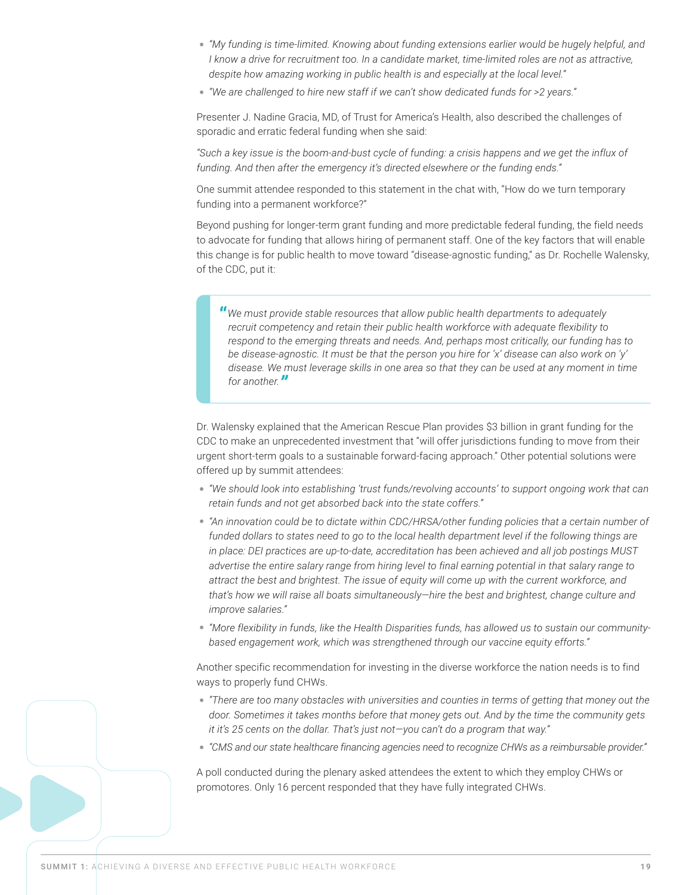- *"My funding is time-limited. Knowing about funding extensions earlier would be hugely helpful, and I know a drive for recruitment too. In a candidate market, time-limited roles are not as attractive, despite how amazing working in public health is and especially at the local level."*
- *"We are challenged to hire new staff if we can't show dedicated funds for >2 years."*

Presenter J. Nadine Gracia, MD, of Trust for America's Health, also described the challenges of sporadic and erratic federal funding when she said:

*"Such a key issue is the boom-and-bust cycle of funding: a crisis happens and we get the influx of funding. And then after the emergency it's directed elsewhere or the funding ends."*

One summit attendee responded to this statement in the chat with, "How do we turn temporary funding into a permanent workforce?"

Beyond pushing for longer-term grant funding and more predictable federal funding, the field needs to advocate for funding that allows hiring of permanent staff. One of the key factors that will enable this change is for public health to move toward "disease-agnostic funding," as Dr. Rochelle Walensky, of the CDC, put it:

> *"We must provide stable resources that allow public health departments to adequately recruit competency and retain their public health workforce with adequate flexibility to respond to the emerging threats and needs. And, perhaps most critically, our funding has to be disease-agnostic. It must be that the person you hire for 'x' disease can also work on 'y' disease. We must leverage skills in one area so that they can be used at any moment in time for another."*

Dr. Walensky explained that the American Rescue Plan provides $3 billion in grant funding for the CDC to make an unprecedented investment that "will offer jurisdictions funding to move from their urgent short-term goals to a sustainable forward-facing approach." Other potential solutions were offered up by summit attendees:

- *"We should look into establishing 'trust funds/revolving accounts' to support ongoing work that can retain funds and not get absorbed back into the state coffers."*
- *"An innovation could be to dictate within CDC/HRSA/other funding policies that a certain number of funded dollars to states need to go to the local health department level if the following things are in place: DEI practices are up-to-date, accreditation has been achieved and all job postings MUST advertise the entire salary range from hiring level to final earning potential in that salary range to attract the best and brightest. The issue of equity will come up with the current workforce, and that's how we will raise all boats simultaneously—hire the best and brightest, change culture and improve salaries."*
- *"More flexibility in funds, like the Health Disparities funds, has allowed us to sustain our community-based engagement work, which was strengthened through our vaccine equity efforts."*

Another specific recommendation for investing in the diverse workforce the nation needs is to find ways to properly fund CHWs.

- *"There are too many obstacles with universities and counties in terms of getting that money out the door. Sometimes it takes months before that money gets out. And by the time the community gets it it's 25 cents on the dollar. That's just not—you can't do a program that way."*
- *"CMS and our state healthcare financing agencies need to recognize CHWs as a reimbursable provider."*

A poll conducted during the plenary asked attendees the extent to which they employ CHWs or promotores. Only 16 percent responded that they have fully integrated CHWs.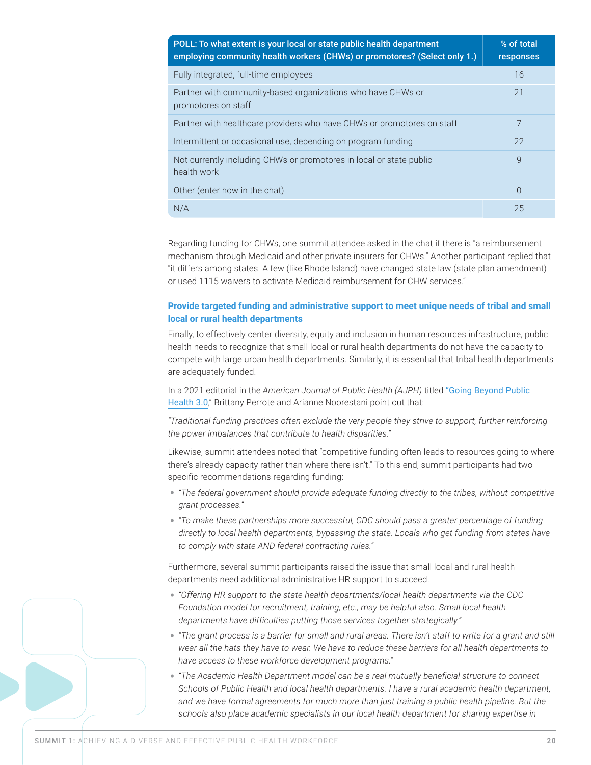| POLL: To what extent is your local or state public health department employing community health workers (CHWs) or promotores? (Select only 1.) | % of total responses |
|---|---|
| Fully integrated, full-time employees | 16 |
| Partner with community-based organizations who have CHWs or promotores on staff | 21 |
| Partner with healthcare providers who have CHWs or promotores on staff | 7 |
| Intermittent or occasional use, depending on program funding | 22 |
| Not currently including CHWs or promotores in local or state public health work | 9 |
| Other (enter how in the chat) | 0 |
| N/A | 25 |

Regarding funding for CHWs, one summit attendee asked in the chat if there is "a reimbursement mechanism through Medicaid and other private insurers for CHWs." Another participant replied that "it differs among states. A few (like Rhode Island) have changed state law (state plan amendment) or used 1115 waivers to activate Medicaid reimbursement for CHW services."

### Provide targeted funding and administrative support to meet unique needs of tribal and small local or rural health departments

Finally, to effectively center diversity, equity and inclusion in human resources infrastructure, public health needs to recognize that small local or rural health departments do not have the capacity to compete with large urban health departments. Similarly, it is essential that tribal health departments are adequately funded.

In a 2021 editorial in the *American Journal of Public Health (AJPH)* titled "Going Beyond Public Health 3.0," Brittany Perrote and Arianne Noorestani point out that:

*"Traditional funding practices often exclude the very people they strive to support, further reinforcing the power imbalances that contribute to health disparities."*

Likewise, summit attendees noted that "competitive funding often leads to resources going to where there's already capacity rather than where there isn't." To this end, summit participants had two specific recommendations regarding funding:

- *"The federal government should provide adequate funding directly to the tribes, without competitive grant processes."*
- *"To make these partnerships more successful, CDC should pass a greater percentage of funding directly to local health departments, bypassing the state. Locals who get funding from states have to comply with state AND federal contracting rules."*

Furthermore, several summit participants raised the issue that small local and rural health departments need additional administrative HR support to succeed.

- *"Offering HR support to the state health departments/local health departments via the CDC Foundation model for recruitment, training, etc., may be helpful also. Small local health departments have difficulties putting those services together strategically."*
- *"The grant process is a barrier for small and rural areas. There isn't staff to write for a grant and still wear all the hats they have to wear. We have to reduce these barriers for all health departments to have access to these workforce development programs."*
- *"The Academic Health Department model can be a real mutually beneficial structure to connect Schools of Public Health and local health departments. I have a rural academic health department, and we have formal agreements for much more than just training a public health pipeline. But the schools also place academic specialists in our local health department for sharing expertise in*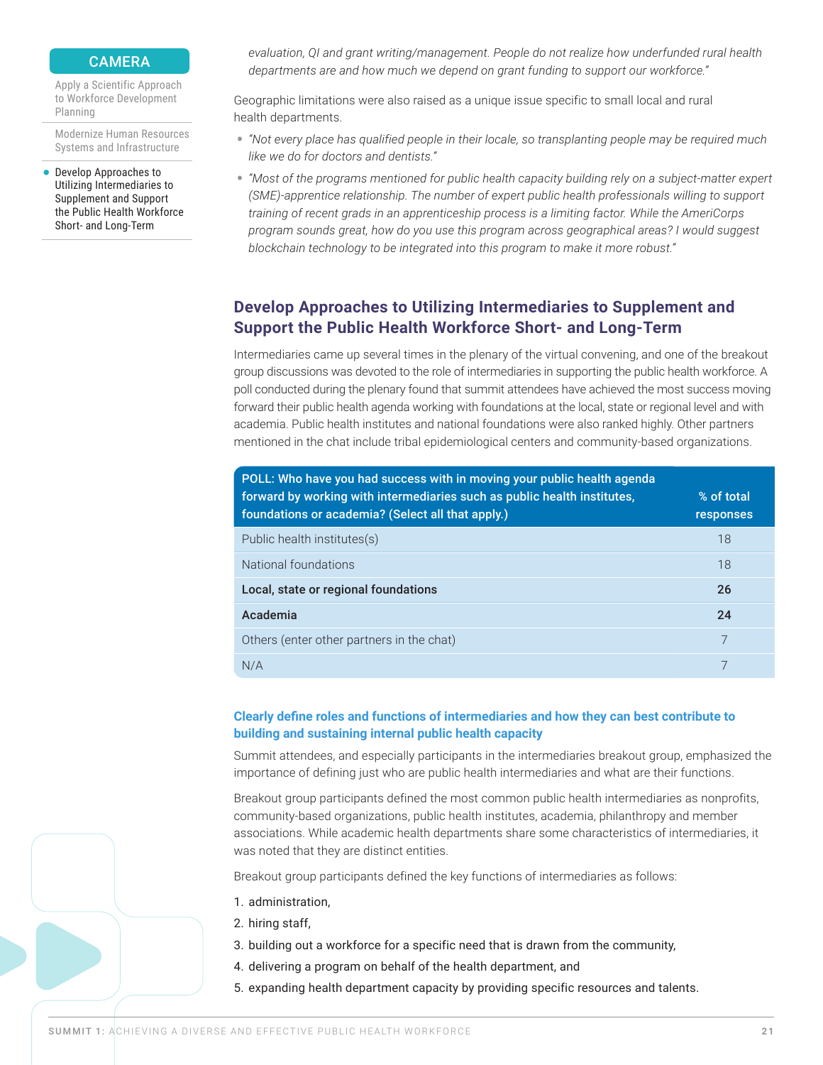evaluation, QI and grant writing/management. People do not realize how underfunded rural health departments are and how much we depend on grant funding to support our workforce."*

Geographic limitations were also raised as a unique issue specific to small local and rural health departments.

- *"Not every place has qualified people in their locale, so transplanting people may be required much like we do for doctors and dentists."*
- *"Most of the programs mentioned for public health capacity building rely on a subject-matter expert (SME)-apprentice relationship. The number of expert public health professionals willing to support training of recent grads in an apprenticeship process is a limiting factor. While the AmeriCorps program sounds great, how do you use this program across geographical areas? I would suggest blockchain technology to be integrated into this program to make it more robust."*

## Develop Approaches to Utilizing Intermediaries to Supplement and Support the Public Health Workforce Short- and Long-Term

Intermediaries came up several times in the plenary of the virtual convening, and one of the breakout group discussions was devoted to the role of intermediaries in supporting the public health workforce. A poll conducted during the plenary found that summit attendees have achieved the most success moving forward their public health agenda working with foundations at the local, state or regional level and with academia. Public health institutes and national foundations were also ranked highly. Other partners mentioned in the chat include tribal epidemiological centers and community-based organizations.

| POLL: Who have you had success with in moving your public health agenda forward by working with intermediaries such as public health institutes, foundations or academia? (Select all that apply.) | % of total responses |
|---|---|
| Public health institutes(s) | 18 |
| National foundations | 18 |
| **Local, state or regional foundations** | **26** |
| **Academia** | **24** |
| Others (enter other partners in the chat) | 7 |
| N/A | 7 |

### Clearly define roles and functions of intermediaries and how they can best contribute to building and sustaining internal public health capacity

Summit attendees, and especially participants in the intermediaries breakout group, emphasized the importance of defining just who are public health intermediaries and what are their functions.

Breakout group participants defined the most common public health intermediaries as nonprofits, community-based organizations, public health institutes, academia, philanthropy and member associations. While academic health departments share some characteristics of intermediaries, it was noted that they are distinct entities.

Breakout group participants defined the key functions of intermediaries as follows:

1. administration,
2. hiring staff,
3. building out a workforce for a specific need that is drawn from the community,
4. delivering a program on behalf of the health department, and
5. expanding health department capacity by providing specific resources and talents.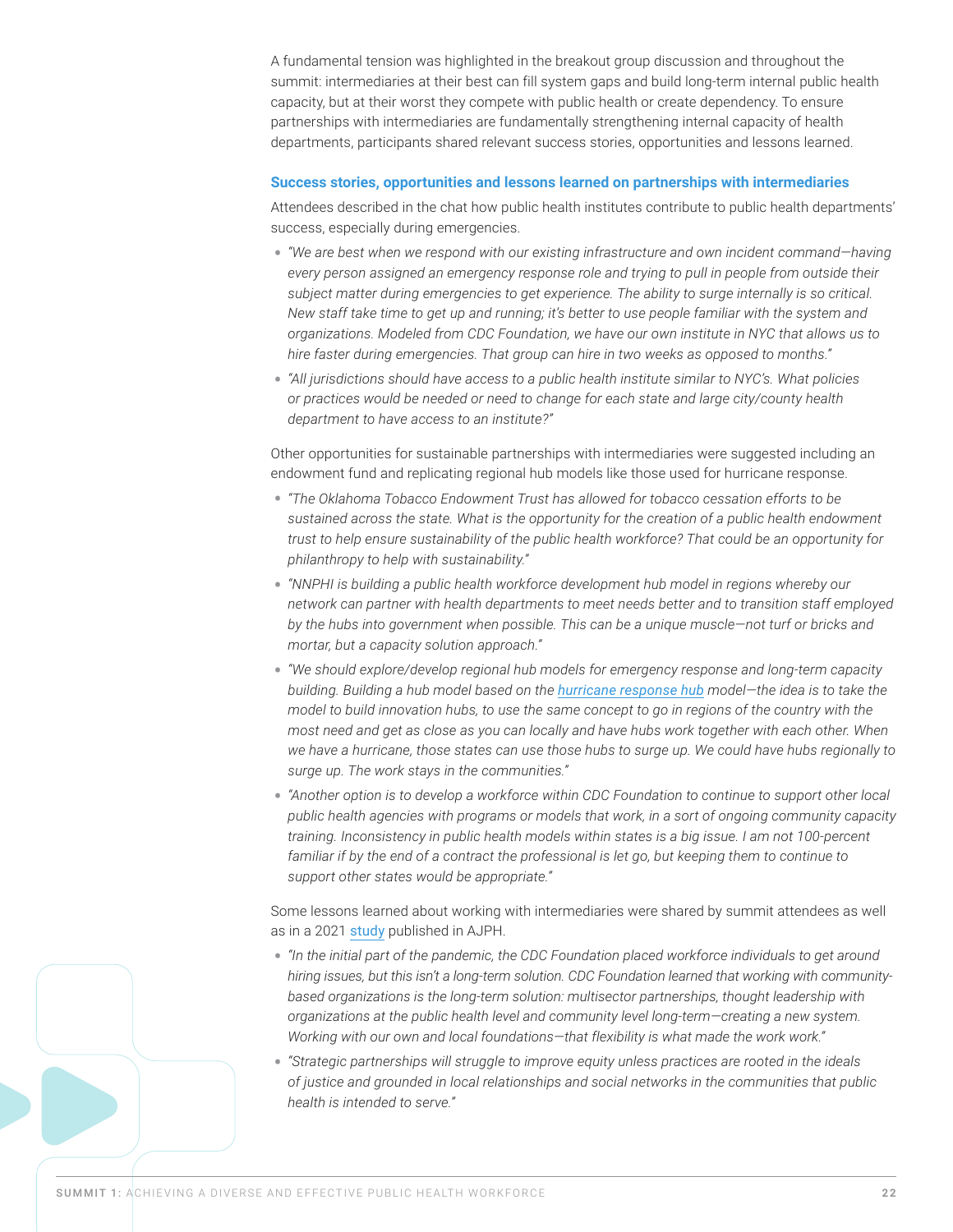A fundamental tension was highlighted in the breakout group discussion and throughout the summit: intermediaries at their best can fill system gaps and build long-term internal public health capacity, but at their worst they compete with public health or create dependency. To ensure partnerships with intermediaries are fundamentally strengthening internal capacity of health departments, participants shared relevant success stories, opportunities and lessons learned.

### Success stories, opportunities and lessons learned on partnerships with intermediaries

Attendees described in the chat how public health institutes contribute to public health departments' success, especially during emergencies.

- *"We are best when we respond with our existing infrastructure and own incident command—having every person assigned an emergency response role and trying to pull in people from outside their subject matter during emergencies to get experience. The ability to surge internally is so critical. New staff take time to get up and running; it's better to use people familiar with the system and organizations. Modeled from CDC Foundation, we have our own institute in NYC that allows us to hire faster during emergencies. That group can hire in two weeks as opposed to months."*
- *"All jurisdictions should have access to a public health institute similar to NYC's. What policies or practices would be needed or need to change for each state and large city/county health department to have access to an institute?"*

Other opportunities for sustainable partnerships with intermediaries were suggested including an endowment fund and replicating regional hub models like those used for hurricane response.

- *"The Oklahoma Tobacco Endowment Trust has allowed for tobacco cessation efforts to be sustained across the state. What is the opportunity for the creation of a public health endowment trust to help ensure sustainability of the public health workforce? That could be an opportunity for philanthropy to help with sustainability."*
- *"NNPHI is building a public health workforce development hub model in regions whereby our network can partner with health departments to meet needs better and to transition staff employed by the hubs into government when possible. This can be a unique muscle—not turf or bricks and mortar, but a capacity solution approach."*
- *"We should explore/develop regional hub models for emergency response and long-term capacity building. Building a hub model based on the hurricane response hub model—the idea is to take the model to build innovation hubs, to use the same concept to go in regions of the country with the most need and get as close as you can locally and have hubs work together with each other. When we have a hurricane, those states can use those hubs to surge up. We could have hubs regionally to surge up. The work stays in the communities."*
- *"Another option is to develop a workforce within CDC Foundation to continue to support other local public health agencies with programs or models that work, in a sort of ongoing community capacity training. Inconsistency in public health models within states is a big issue. I am not 100-percent familiar if by the end of a contract the professional is let go, but keeping them to continue to support other states would be appropriate."*

Some lessons learned about working with intermediaries were shared by summit attendees as well as in a 2021 study published in AJPH.

- *"In the initial part of the pandemic, the CDC Foundation placed workforce individuals to get around hiring issues, but this isn't a long-term solution. CDC Foundation learned that working with community-based organizations is the long-term solution: multisector partnerships, thought leadership with organizations at the public health level and community level long-term—creating a new system. Working with our own and local foundations—that flexibility is what made the work work."*
- *"Strategic partnerships will struggle to improve equity unless practices are rooted in the ideals of justice and grounded in local relationships and social networks in the communities that public health is intended to serve."*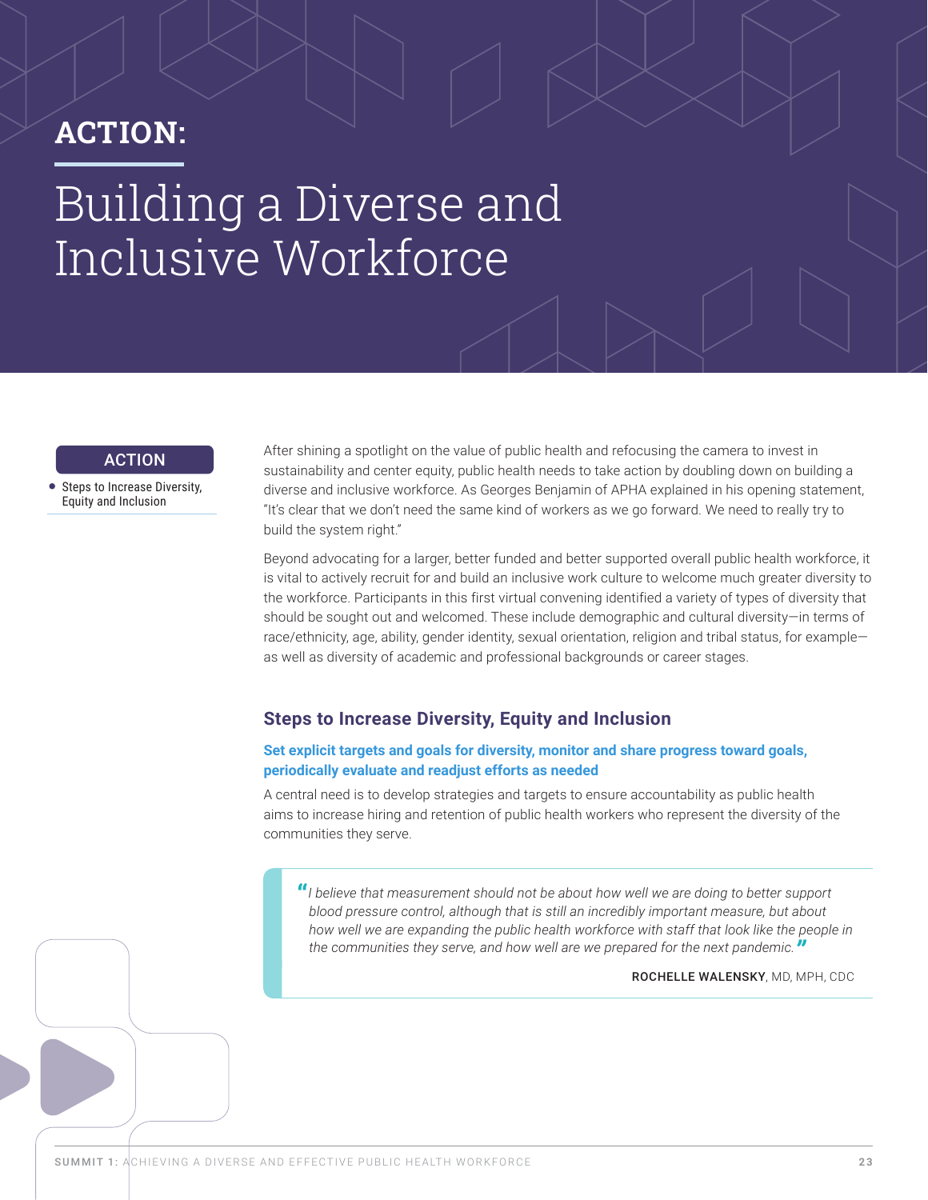## ACTION:

# Building a Diverse and Inclusive Workforce

**ACTION**

- Steps to Increase Diversity, Equity and Inclusion

After shining a spotlight on the value of public health and refocusing the camera to invest in sustainability and center equity, public health needs to take action by doubling down on building a diverse and inclusive workforce. As Georges Benjamin of APHA explained in his opening statement, "It's clear that we don't need the same kind of workers as we go forward. We need to really try to build the system right."

Beyond advocating for a larger, better funded and better supported overall public health workforce, it is vital to actively recruit for and build an inclusive work culture to welcome much greater diversity to the workforce. Participants in this first virtual convening identified a variety of types of diversity that should be sought out and welcomed. These include demographic and cultural diversity—in terms of race/ethnicity, age, ability, gender identity, sexual orientation, religion and tribal status, for example—as well as diversity of academic and professional backgrounds or career stages.

## Steps to Increase Diversity, Equity and Inclusion

### Set explicit targets and goals for diversity, monitor and share progress toward goals, periodically evaluate and readjust efforts as needed

A central need is to develop strategies and targets to ensure accountability as public health aims to increase hiring and retention of public health workers who represent the diversity of the communities they serve.

> *"I believe that measurement should not be about how well we are doing to better support blood pressure control, although that is still an incredibly important measure, but about how well we are expanding the public health workforce with staff that look like the people in the communities they serve, and how well are we prepared for the next pandemic."*
>
> **ROCHELLE WALENSKY**, MD, MPH, CDC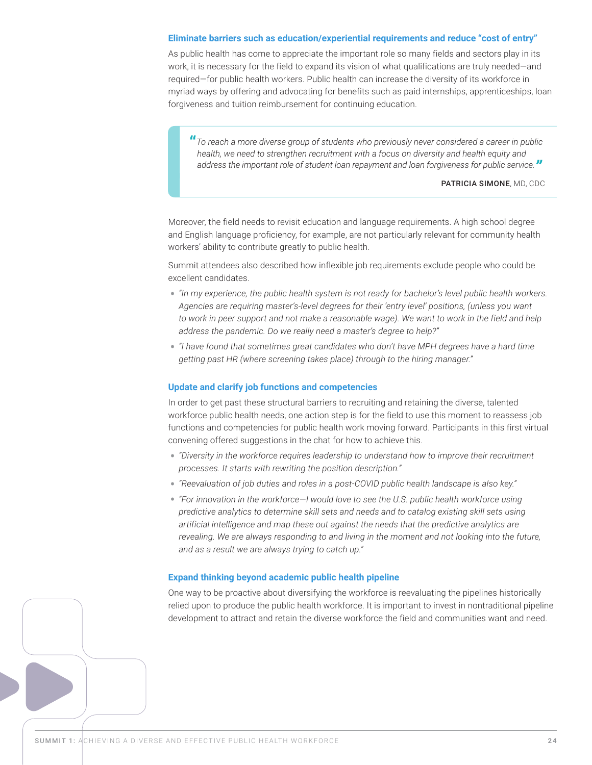### Eliminate barriers such as education/experiential requirements and reduce "cost of entry"

As public health has come to appreciate the important role so many fields and sectors play in its work, it is necessary for the field to expand its vision of what qualifications are truly needed—and required—for public health workers. Public health can increase the diversity of its workforce in myriad ways by offering and advocating for benefits such as paid internships, apprenticeships, loan forgiveness and tuition reimbursement for continuing education.

> *"To reach a more diverse group of students who previously never considered a career in public health, we need to strengthen recruitment with a focus on diversity and health equity and address the important role of student loan repayment and loan forgiveness for public service."*
>
> **PATRICIA SIMONE**, MD, CDC

Moreover, the field needs to revisit education and language requirements. A high school degree and English language proficiency, for example, are not particularly relevant for community health workers' ability to contribute greatly to public health.

Summit attendees also described how inflexible job requirements exclude people who could be excellent candidates.

- *"In my experience, the public health system is not ready for bachelor's level public health workers. Agencies are requiring master's-level degrees for their 'entry level' positions, (unless you want to work in peer support and not make a reasonable wage). We want to work in the field and help address the pandemic. Do we really need a master's degree to help?"*
- *"I have found that sometimes great candidates who don't have MPH degrees have a hard time getting past HR (where screening takes place) through to the hiring manager."*

### Update and clarify job functions and competencies

In order to get past these structural barriers to recruiting and retaining the diverse, talented workforce public health needs, one action step is for the field to use this moment to reassess job functions and competencies for public health work moving forward. Participants in this first virtual convening offered suggestions in the chat for how to achieve this.

- *"Diversity in the workforce requires leadership to understand how to improve their recruitment processes. It starts with rewriting the position description."*
- *"Reevaluation of job duties and roles in a post-COVID public health landscape is also key."*
- *"For innovation in the workforce—I would love to see the U.S. public health workforce using predictive analytics to determine skill sets and needs and to catalog existing skill sets using artificial intelligence and map these out against the needs that the predictive analytics are revealing. We are always responding to and living in the moment and not looking into the future, and as a result we are always trying to catch up."*

### Expand thinking beyond academic public health pipeline

One way to be proactive about diversifying the workforce is reevaluating the pipelines historically relied upon to produce the public health workforce. It is important to invest in nontraditional pipeline development to attract and retain the diverse workforce the field and communities want and need.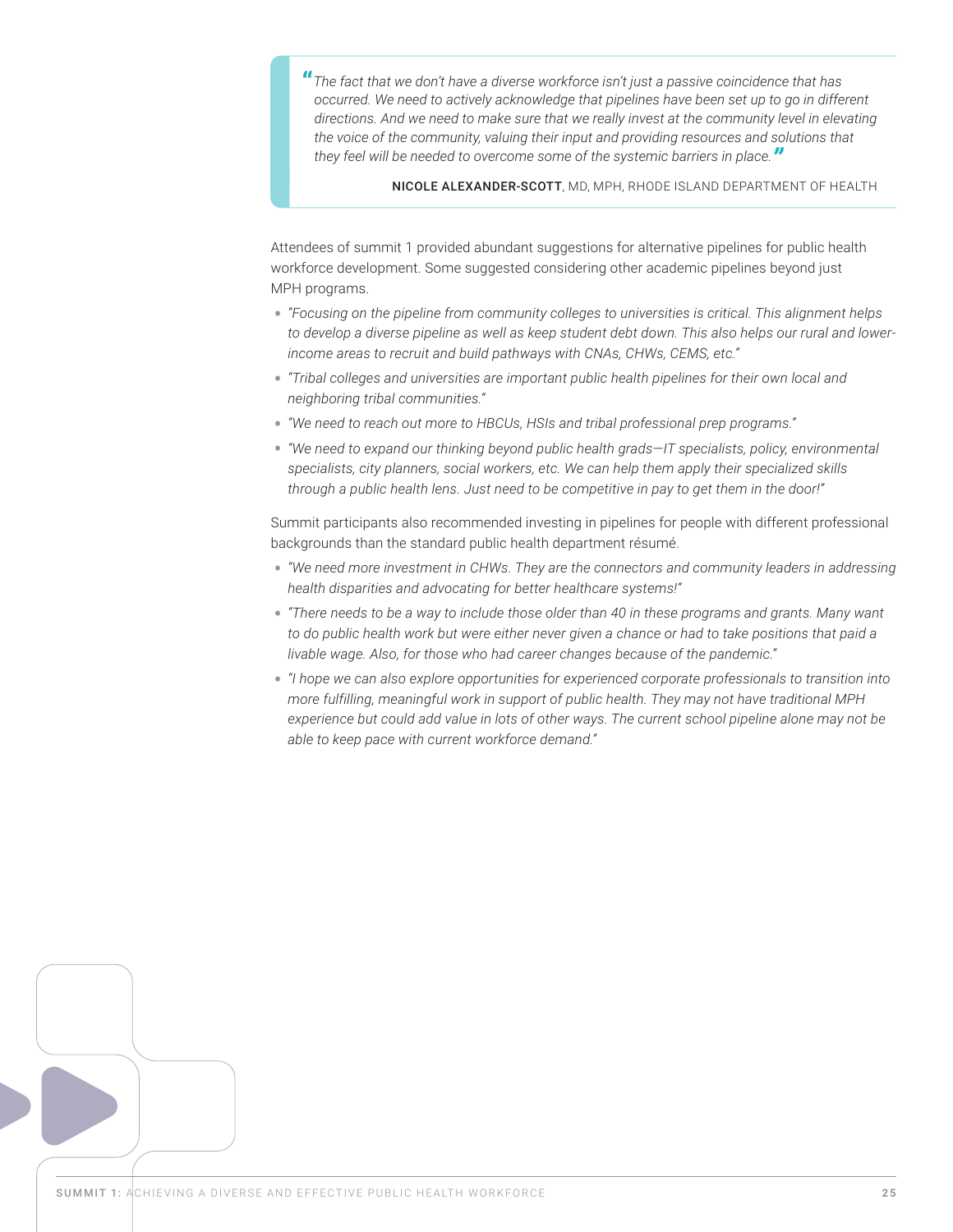> *"The fact that we don't have a diverse workforce isn't just a passive coincidence that has occurred. We need to actively acknowledge that pipelines have been set up to go in different directions. And we need to make sure that we really invest at the community level in elevating the voice of the community, valuing their input and providing resources and solutions that they feel will be needed to overcome some of the systemic barriers in place."*
>
> **NICOLE ALEXANDER-SCOTT**, MD, MPH, RHODE ISLAND DEPARTMENT OF HEALTH

Attendees of summit 1 provided abundant suggestions for alternative pipelines for public health workforce development. Some suggested considering other academic pipelines beyond just MPH programs.

- *"Focusing on the pipeline from community colleges to universities is critical. This alignment helps to develop a diverse pipeline as well as keep student debt down. This also helps our rural and lower-income areas to recruit and build pathways with CNAs, CHWs, CEMS, etc."*
- *"Tribal colleges and universities are important public health pipelines for their own local and neighboring tribal communities."*
- *"We need to reach out more to HBCUs, HSIs and tribal professional prep programs."*
- *"We need to expand our thinking beyond public health grads—IT specialists, policy, environmental specialists, city planners, social workers, etc. We can help them apply their specialized skills through a public health lens. Just need to be competitive in pay to get them in the door!"*

Summit participants also recommended investing in pipelines for people with different professional backgrounds than the standard public health department résumé.

- *"We need more investment in CHWs. They are the connectors and community leaders in addressing health disparities and advocating for better healthcare systems!"*
- *"There needs to be a way to include those older than 40 in these programs and grants. Many want to do public health work but were either never given a chance or had to take positions that paid a livable wage. Also, for those who had career changes because of the pandemic."*
- *"I hope we can also explore opportunities for experienced corporate professionals to transition into more fulfilling, meaningful work in support of public health. They may not have traditional MPH experience but could add value in lots of other ways. The current school pipeline alone may not be able to keep pace with current workforce demand."*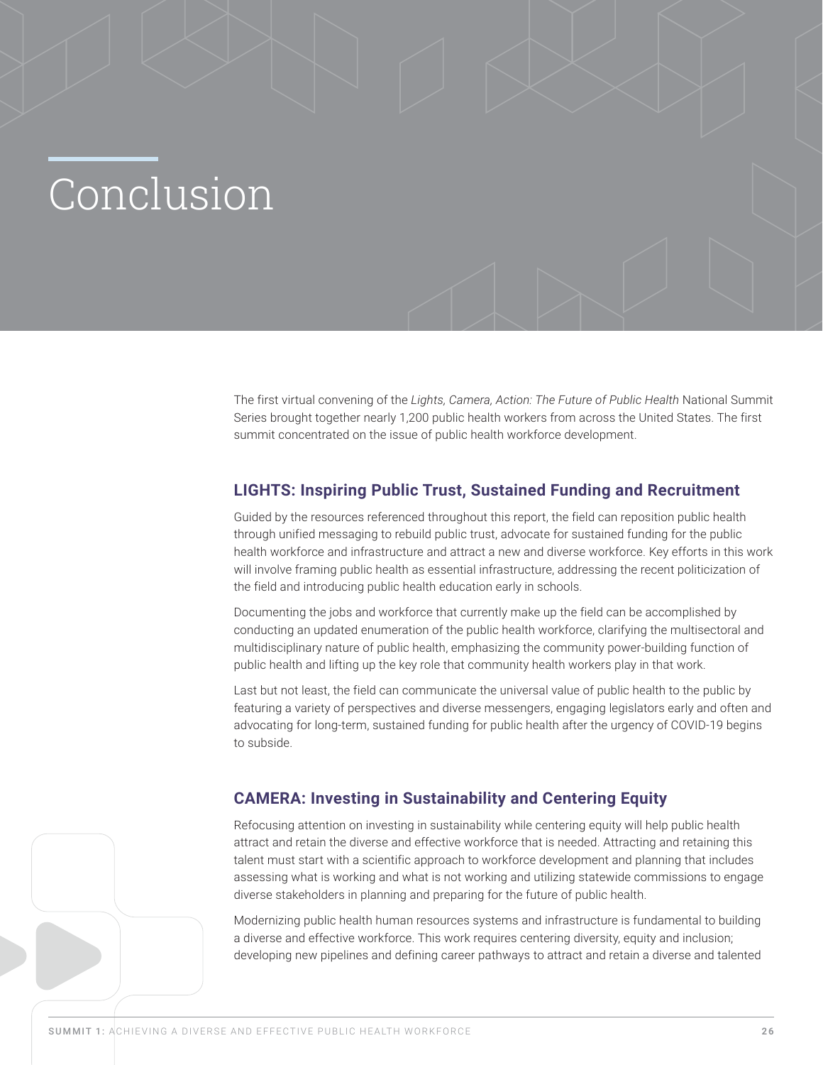# Conclusion

The first virtual convening of the *Lights, Camera, Action: The Future of Public Health* National Summit Series brought together nearly 1,200 public health workers from across the United States. The first summit concentrated on the issue of public health workforce development.

## LIGHTS: Inspiring Public Trust, Sustained Funding and Recruitment

Guided by the resources referenced throughout this report, the field can reposition public health through unified messaging to rebuild public trust, advocate for sustained funding for the public health workforce and infrastructure and attract a new and diverse workforce. Key efforts in this work will involve framing public health as essential infrastructure, addressing the recent politicization of the field and introducing public health education early in schools.

Documenting the jobs and workforce that currently make up the field can be accomplished by conducting an updated enumeration of the public health workforce, clarifying the multisectoral and multidisciplinary nature of public health, emphasizing the community power-building function of public health and lifting up the key role that community health workers play in that work.

Last but not least, the field can communicate the universal value of public health to the public by featuring a variety of perspectives and diverse messengers, engaging legislators early and often and advocating for long-term, sustained funding for public health after the urgency of COVID-19 begins to subside.

## CAMERA: Investing in Sustainability and Centering Equity

Refocusing attention on investing in sustainability while centering equity will help public health attract and retain the diverse and effective workforce that is needed. Attracting and retaining this talent must start with a scientific approach to workforce development and planning that includes assessing what is working and what is not working and utilizing statewide commissions to engage diverse stakeholders in planning and preparing for the future of public health.

Modernizing public health human resources systems and infrastructure is fundamental to building a diverse and effective workforce. This work requires centering diversity, equity and inclusion; developing new pipelines and defining career pathways to attract and retain a diverse and talented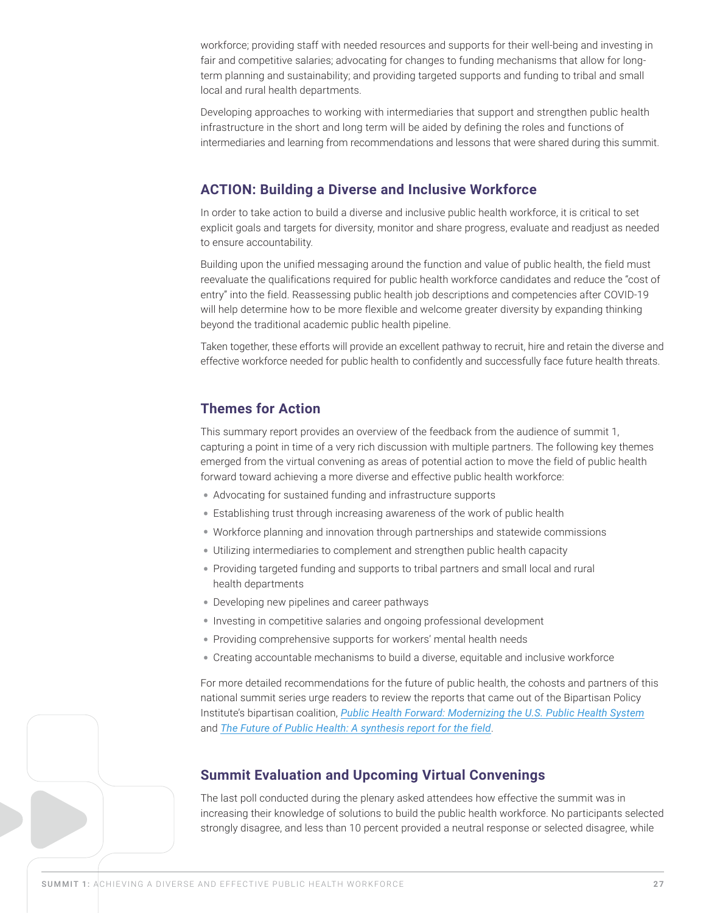workforce; providing staff with needed resources and supports for their well-being and investing in fair and competitive salaries; advocating for changes to funding mechanisms that allow for long-term planning and sustainability; and providing targeted supports and funding to tribal and small local and rural health departments.

Developing approaches to working with intermediaries that support and strengthen public health infrastructure in the short and long term will be aided by defining the roles and functions of intermediaries and learning from recommendations and lessons that were shared during this summit.

## ACTION: Building a Diverse and Inclusive Workforce

In order to take action to build a diverse and inclusive public health workforce, it is critical to set explicit goals and targets for diversity, monitor and share progress, evaluate and readjust as needed to ensure accountability.

Building upon the unified messaging around the function and value of public health, the field must reevaluate the qualifications required for public health workforce candidates and reduce the "cost of entry" into the field. Reassessing public health job descriptions and competencies after COVID-19 will help determine how to be more flexible and welcome greater diversity by expanding thinking beyond the traditional academic public health pipeline.

Taken together, these efforts will provide an excellent pathway to recruit, hire and retain the diverse and effective workforce needed for public health to confidently and successfully face future health threats.

## Themes for Action

This summary report provides an overview of the feedback from the audience of summit 1, capturing a point in time of a very rich discussion with multiple partners. The following key themes emerged from the virtual convening as areas of potential action to move the field of public health forward toward achieving a more diverse and effective public health workforce:

- Advocating for sustained funding and infrastructure supports
- Establishing trust through increasing awareness of the work of public health
- Workforce planning and innovation through partnerships and statewide commissions
- Utilizing intermediaries to complement and strengthen public health capacity
- Providing targeted funding and supports to tribal partners and small local and rural health departments
- Developing new pipelines and career pathways
- Investing in competitive salaries and ongoing professional development
- Providing comprehensive supports for workers' mental health needs
- Creating accountable mechanisms to build a diverse, equitable and inclusive workforce

For more detailed recommendations for the future of public health, the cohosts and partners of this national summit series urge readers to review the reports that came out of the Bipartisan Policy Institute's bipartisan coalition, *Public Health Forward: Modernizing the U.S. Public Health System* and *The Future of Public Health: A synthesis report for the field*.

## Summit Evaluation and Upcoming Virtual Convenings

The last poll conducted during the plenary asked attendees how effective the summit was in increasing their knowledge of solutions to build the public health workforce. No participants selected strongly disagree, and less than 10 percent provided a neutral response or selected disagree, while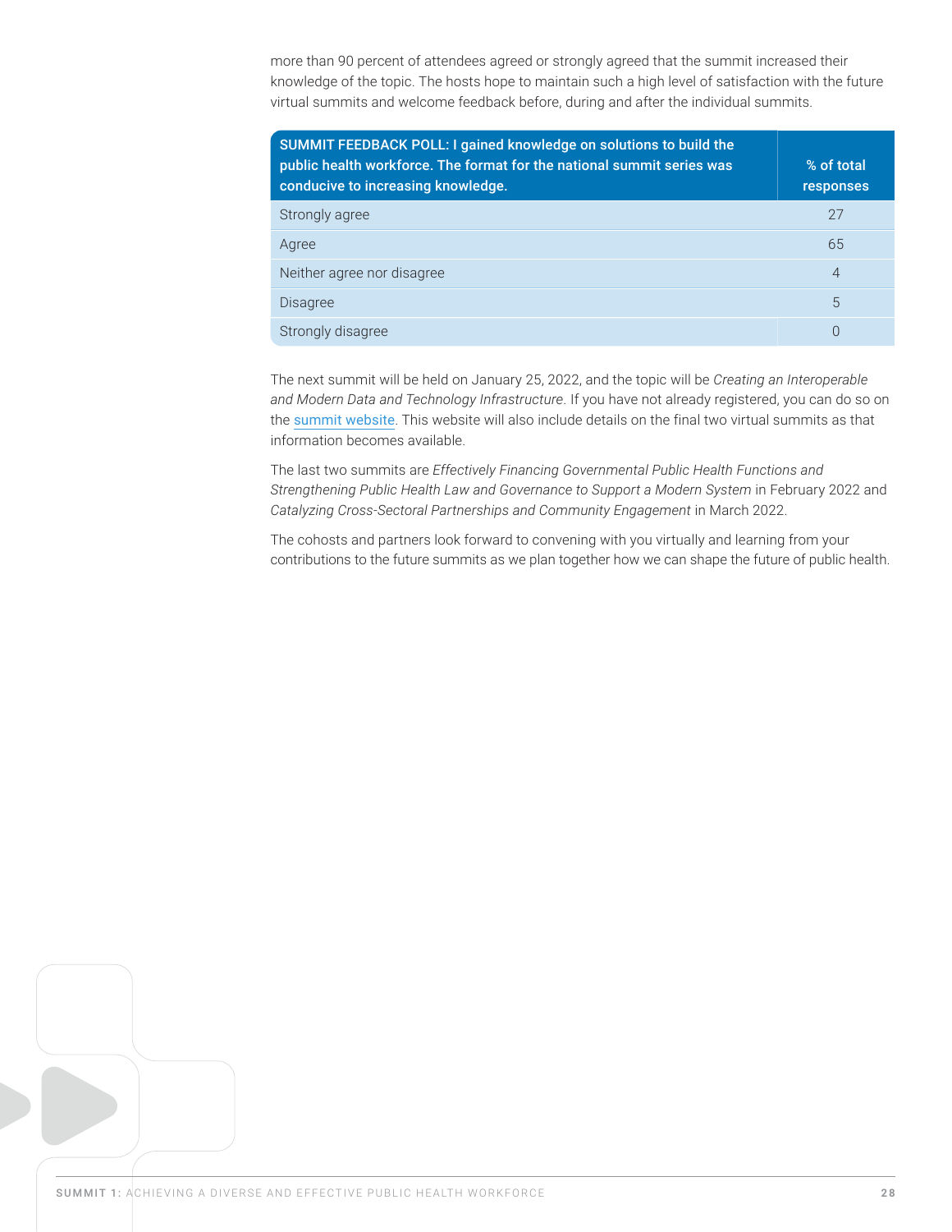more than 90 percent of attendees agreed or strongly agreed that the summit increased their knowledge of the topic. The hosts hope to maintain such a high level of satisfaction with the future virtual summits and welcome feedback before, during and after the individual summits.

| SUMMIT FEEDBACK POLL: I gained knowledge on solutions to build the public health workforce. The format for the national summit series was conducive to increasing knowledge. | % of total responses |
|---|---|
| Strongly agree | 27 |
| Agree | 65 |
| Neither agree nor disagree | 4 |
| Disagree | 5 |
| Strongly disagree | 0 |

The next summit will be held on January 25, 2022, and the topic will be *Creating an Interoperable and Modern Data and Technology Infrastructure*. If you have not already registered, you can do so on the summit website. This website will also include details on the final two virtual summits as that information becomes available.

The last two summits are *Effectively Financing Governmental Public Health Functions and Strengthening Public Health Law and Governance to Support a Modern System* in February 2022 and *Catalyzing Cross-Sectoral Partnerships and Community Engagement* in March 2022.

The cohosts and partners look forward to convening with you virtually and learning from your contributions to the future summits as we plan together how we can shape the future of public health.